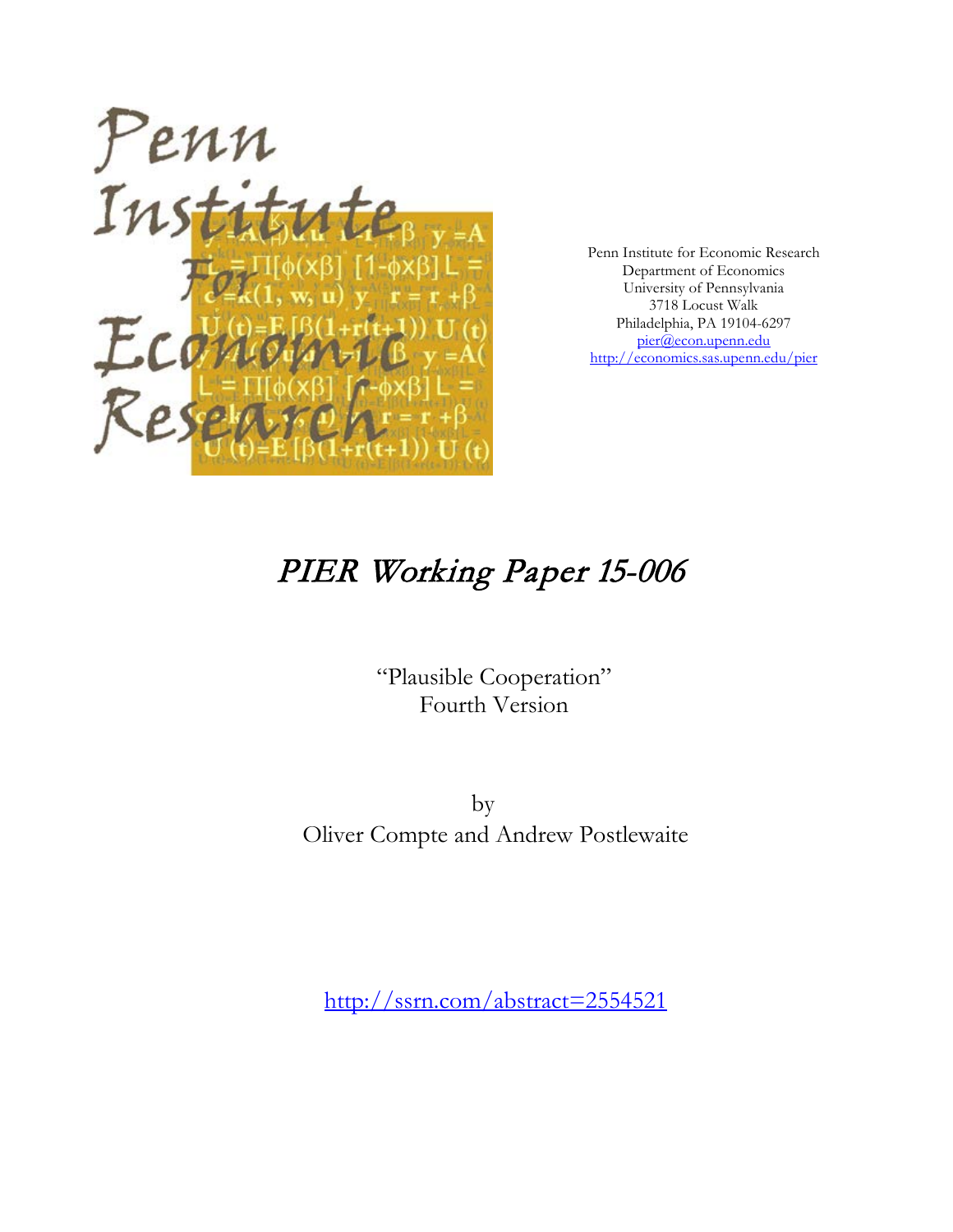Penn Institute for Economic Research
Department of Economics
University of Pennsylvania
3718 Locust Walk
Philadelphia, PA 19104-6297
pier@econ.upenn.edu
http://economics.sas.upenn.edu/pier

# *PIER Working Paper 15-006*

"Plausible Cooperation"
Fourth Version

by
Oliver Compte and Andrew Postlewaite

http://ssrn.com/abstract=2554521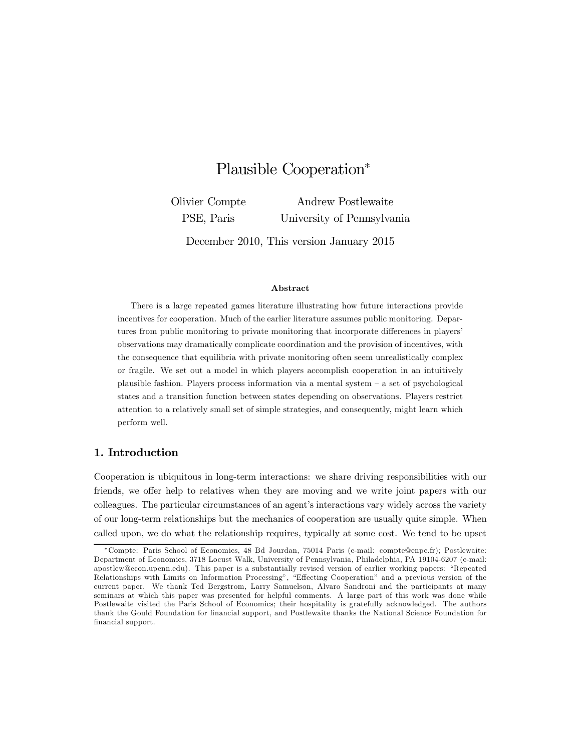# Plausible Cooperation*

Olivier Compte
PSE, Paris

Andrew Postlewaite
University of Pennsylvania

December 2010, This version January 2015

### Abstract

There is a large repeated games literature illustrating how future interactions provide incentives for cooperation. Much of the earlier literature assumes public monitoring. Departures from public monitoring to private monitoring that incorporate differences in players' observations may dramatically complicate coordination and the provision of incentives, with the consequence that equilibria with private monitoring often seem unrealistically complex or fragile. We set out a model in which players accomplish cooperation in an intuitively plausible fashion. Players process information via a mental system – a set of psychological states and a transition function between states depending on observations. Players restrict attention to a relatively small set of simple strategies, and consequently, might learn which perform well.

## 1. Introduction

Cooperation is ubiquitous in long-term interactions: we share driving responsibilities with our friends, we offer help to relatives when they are moving and we write joint papers with our colleagues. The particular circumstances of an agent's interactions vary widely across the variety of our long-term relationships but the mechanics of cooperation are usually quite simple. When called upon, we do what the relationship requires, typically at some cost. We tend to be upset

*Compte: Paris School of Economics, 48 Bd Jourdan, 75014 Paris (e-mail: compte@enpc.fr); Postlewaite: Department of Economics, 3718 Locust Walk, University of Pennsylvania, Philadelphia, PA 19104-6207 (e-mail: apostlew@econ.upenn.edu). This paper is a substantially revised version of earlier working papers: "Repeated Relationships with Limits on Information Processing", "Effecting Cooperation" and a previous version of the current paper. We thank Ted Bergstrom, Larry Samuelson, Alvaro Sandroni and the participants at many seminars at which this paper was presented for helpful comments. A large part of this work was done while Postlewaite visited the Paris School of Economics; their hospitality is gratefully acknowledged. The authors thank the Gould Foundation for financial support, and Postlewaite thanks the National Science Foundation for financial support.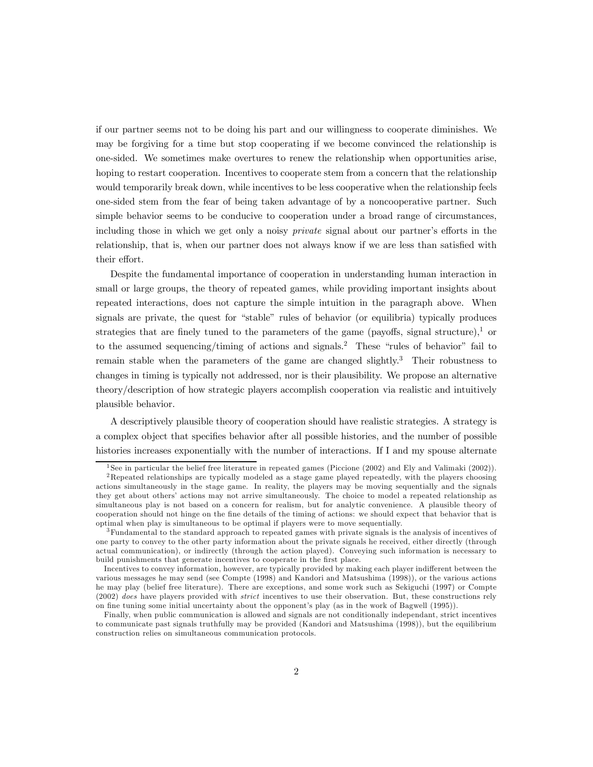if our partner seems not to be doing his part and our willingness to cooperate diminishes. We may be forgiving for a time but stop cooperating if we become convinced the relationship is one-sided. We sometimes make overtures to renew the relationship when opportunities arise, hoping to restart cooperation. Incentives to cooperate stem from a concern that the relationship would temporarily break down, while incentives to be less cooperative when the relationship feels one-sided stem from the fear of being taken advantage of by a noncooperative partner. Such simple behavior seems to be conducive to cooperation under a broad range of circumstances, including those in which we get only a noisy *private* signal about our partner's efforts in the relationship, that is, when our partner does not always know if we are less than satisfied with their effort.

Despite the fundamental importance of cooperation in understanding human interaction in small or large groups, the theory of repeated games, while providing important insights about repeated interactions, does not capture the simple intuition in the paragraph above. When signals are private, the quest for "stable" rules of behavior (or equilibria) typically produces strategies that are finely tuned to the parameters of the game (payoffs, signal structure),[1] or to the assumed sequencing/timing of actions and signals.[2] These "rules of behavior" fail to remain stable when the parameters of the game are changed slightly.[3] Their robustness to changes in timing is typically not addressed, nor is their plausibility. We propose an alternative theory/description of how strategic players accomplish cooperation via realistic and intuitively plausible behavior.

A descriptively plausible theory of cooperation should have realistic strategies. A strategy is a complex object that specifies behavior after all possible histories, and the number of possible histories increases exponentially with the number of interactions. If I and my spouse alternate

---

[1] See in particular the belief free literature in repeated games (Piccione (2002) and Ely and Valimaki (2002)).

[2] Repeated relationships are typically modeled as a stage game played repeatedly, with the players choosing actions simultaneously in the stage game. In reality, the players may be moving sequentially and the signals they get about others' actions may not arrive simultaneously. The choice to model a repeated relationship as simultaneous play is not based on a concern for realism, but for analytic convenience. A plausible theory of cooperation should not hinge on the fine details of the timing of actions: we should expect that behavior that is optimal when play is simultaneous to be optimal if players were to move sequentially.

[3] Fundamental to the standard approach to repeated games with private signals is the analysis of incentives of one party to convey to the other party information about the private signals he received, either directly (through actual communication), or indirectly (through the action played). Conveying such information is necessary to build punishments that generate incentives to cooperate in the first place.

Incentives to convey information, however, are typically provided by making each player indifferent between the various messages he may send (see Compte (1998) and Kandori and Matsushima (1998)), or the various actions he may play (belief free literature). There are exceptions, and some work such as Sekiguchi (1997) or Compte (2002) *does* have players provided with *strict* incentives to use their observation. But, these constructions rely on fine tuning some initial uncertainty about the opponent's play (as in the work of Bagwell (1995)).

Finally, when public communication is allowed and signals are not conditionally independant, strict incentives to communicate past signals truthfully may be provided (Kandori and Matsushima (1998)), but the equilibrium construction relies on simultaneous communication protocols.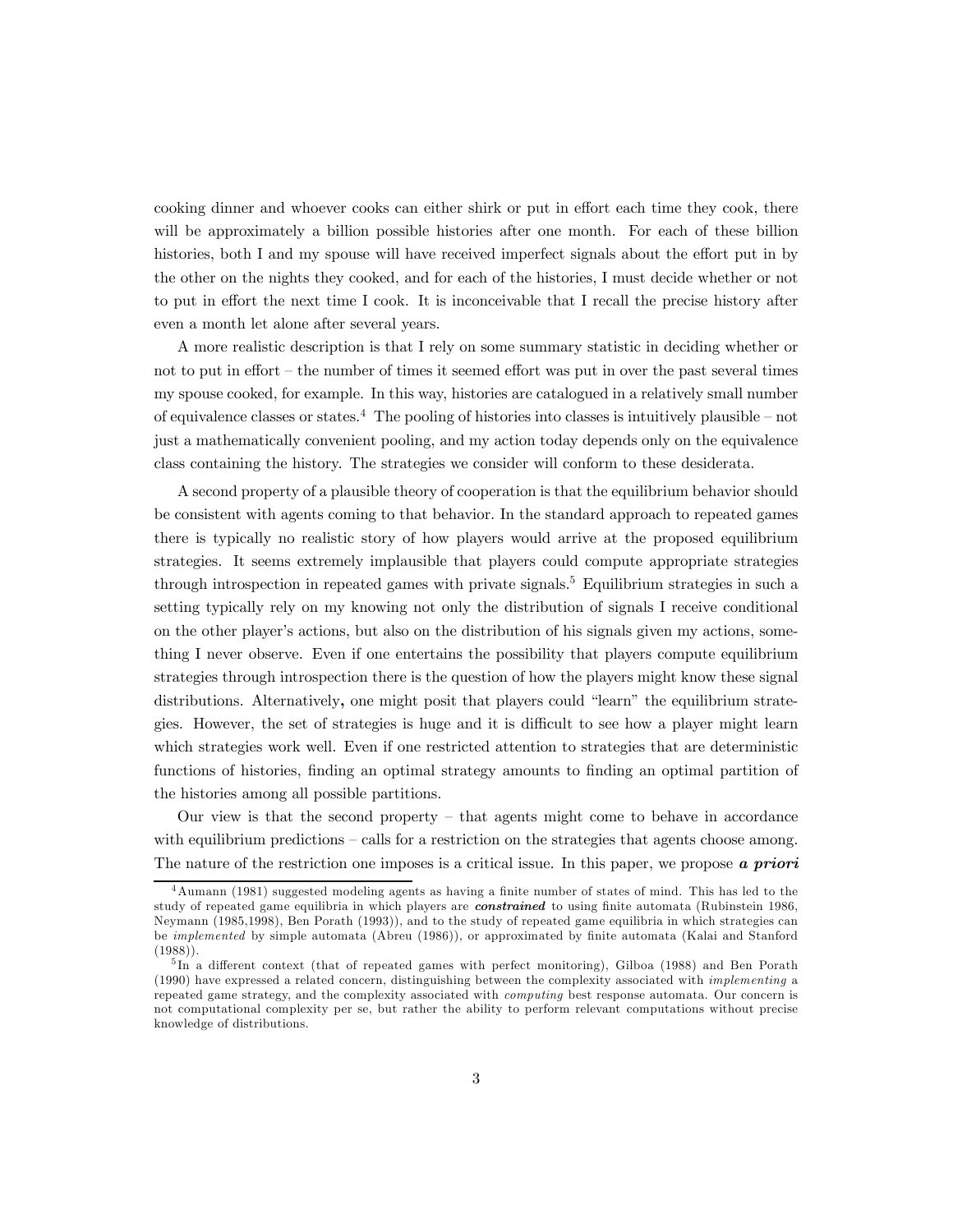cooking dinner and whoever cooks can either shirk or put in effort each time they cook, there will be approximately a billion possible histories after one month. For each of these billion histories, both I and my spouse will have received imperfect signals about the effort put in by the other on the nights they cooked, and for each of the histories, I must decide whether or not to put in effort the next time I cook. It is inconceivable that I recall the precise history after even a month let alone after several years.

A more realistic description is that I rely on some summary statistic in deciding whether or not to put in effort – the number of times it seemed effort was put in over the past several times my spouse cooked, for example. In this way, histories are catalogued in a relatively small number of equivalence classes or states.[4] The pooling of histories into classes is intuitively plausible – not just a mathematically convenient pooling, and my action today depends only on the equivalence class containing the history. The strategies we consider will conform to these desiderata.

A second property of a plausible theory of cooperation is that the equilibrium behavior should be consistent with agents coming to that behavior. In the standard approach to repeated games there is typically no realistic story of how players would arrive at the proposed equilibrium strategies. It seems extremely implausible that players could compute appropriate strategies through introspection in repeated games with private signals.[5] Equilibrium strategies in such a setting typically rely on my knowing not only the distribution of signals I receive conditional on the other player's actions, but also on the distribution of his signals given my actions, something I never observe. Even if one entertains the possibility that players compute equilibrium strategies through introspection there is the question of how the players might know these signal distributions. Alternatively, one might posit that players could "learn" the equilibrium strategies. However, the set of strategies is huge and it is difficult to see how a player might learn which strategies work well. Even if one restricted attention to strategies that are deterministic functions of histories, finding an optimal strategy amounts to finding an optimal partition of the histories among all possible partitions.

Our view is that the second property – that agents might come to behave in accordance with equilibrium predictions – calls for a restriction on the strategies that agents choose among. The nature of the restriction one imposes is a critical issue. In this paper, we propose ***a priori***

[4] Aumann (1981) suggested modeling agents as having a finite number of states of mind. This has led to the study of repeated game equilibria in which players are ***constrained*** to using finite automata (Rubinstein 1986, Neymann (1985,1998), Ben Porath (1993)), and to the study of repeated game equilibria in which strategies can be *implemented* by simple automata (Abreu (1986)), or approximated by finite automata (Kalai and Stanford (1988)).

[5] In a different context (that of repeated games with perfect monitoring), Gilboa (1988) and Ben Porath (1990) have expressed a related concern, distinguishing between the complexity associated with *implementing* a repeated game strategy, and the complexity associated with *computing* best response automata. Our concern is not computational complexity per se, but rather the ability to perform relevant computations without precise knowledge of distributions.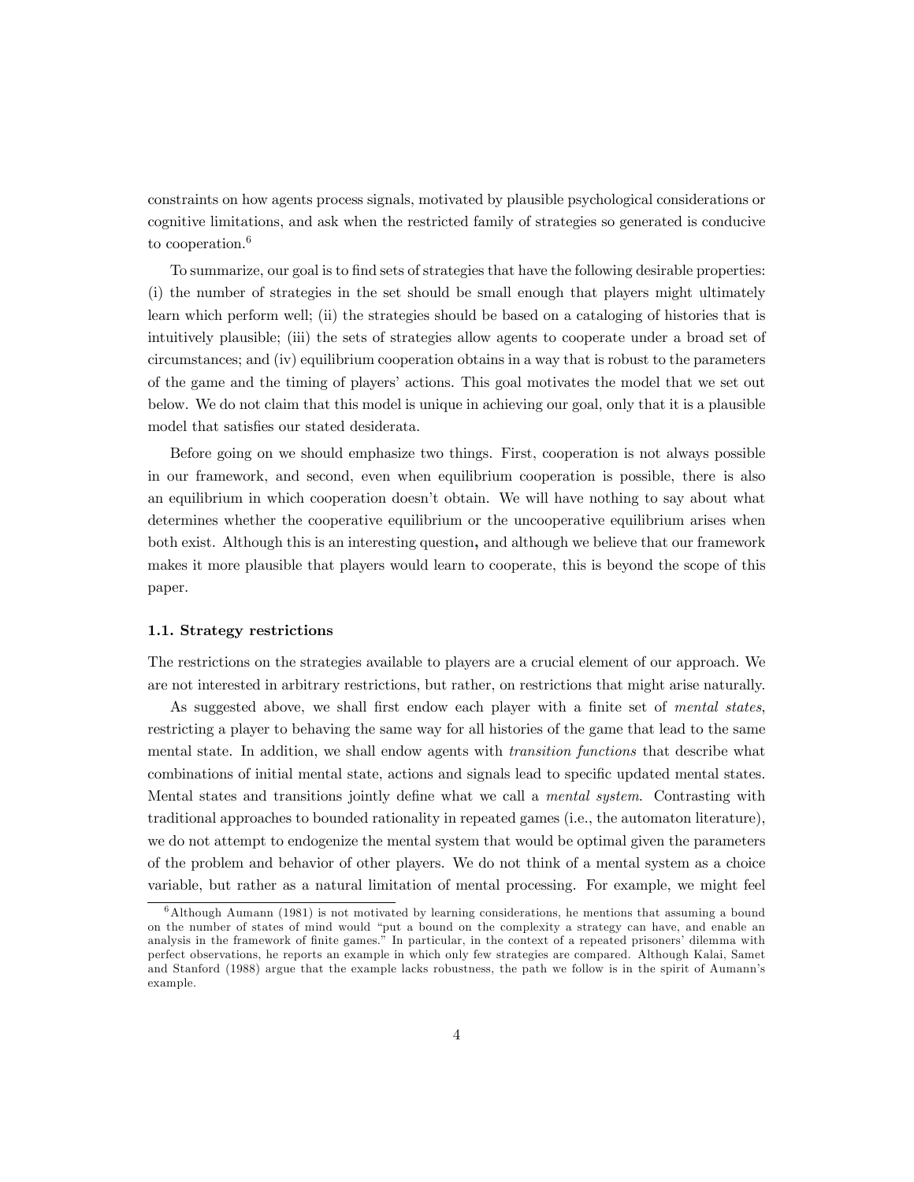constraints on how agents process signals, motivated by plausible psychological considerations or cognitive limitations, and ask when the restricted family of strategies so generated is conducive to cooperation.[6]

To summarize, our goal is to find sets of strategies that have the following desirable properties: (i) the number of strategies in the set should be small enough that players might ultimately learn which perform well; (ii) the strategies should be based on a cataloging of histories that is intuitively plausible; (iii) the sets of strategies allow agents to cooperate under a broad set of circumstances; and (iv) equilibrium cooperation obtains in a way that is robust to the parameters of the game and the timing of players' actions. This goal motivates the model that we set out below. We do not claim that this model is unique in achieving our goal, only that it is a plausible model that satisfies our stated desiderata.

Before going on we should emphasize two things. First, cooperation is not always possible in our framework, and second, even when equilibrium cooperation is possible, there is also an equilibrium in which cooperation doesn't obtain. We will have nothing to say about what determines whether the cooperative equilibrium or the uncooperative equilibrium arises when both exist. Although this is an interesting question**,** and although we believe that our framework makes it more plausible that players would learn to cooperate, this is beyond the scope of this paper.

### 1.1. Strategy restrictions

The restrictions on the strategies available to players are a crucial element of our approach. We are not interested in arbitrary restrictions, but rather, on restrictions that might arise naturally.

As suggested above, we shall first endow each player with a finite set of *mental states*, restricting a player to behaving the same way for all histories of the game that lead to the same mental state. In addition, we shall endow agents with *transition functions* that describe what combinations of initial mental state, actions and signals lead to specific updated mental states. Mental states and transitions jointly define what we call a *mental system*. Contrasting with traditional approaches to bounded rationality in repeated games (i.e., the automaton literature), we do not attempt to endogenize the mental system that would be optimal given the parameters of the problem and behavior of other players. We do not think of a mental system as a choice variable, but rather as a natural limitation of mental processing. For example, we might feel

[6] Although Aumann (1981) is not motivated by learning considerations, he mentions that assuming a bound on the number of states of mind would "put a bound on the complexity a strategy can have, and enable an analysis in the framework of finite games." In particular, in the context of a repeated prisoners' dilemma with perfect observations, he reports an example in which only few strategies are compared. Although Kalai, Samet and Stanford (1988) argue that the example lacks robustness, the path we follow is in the spirit of Aumann's example.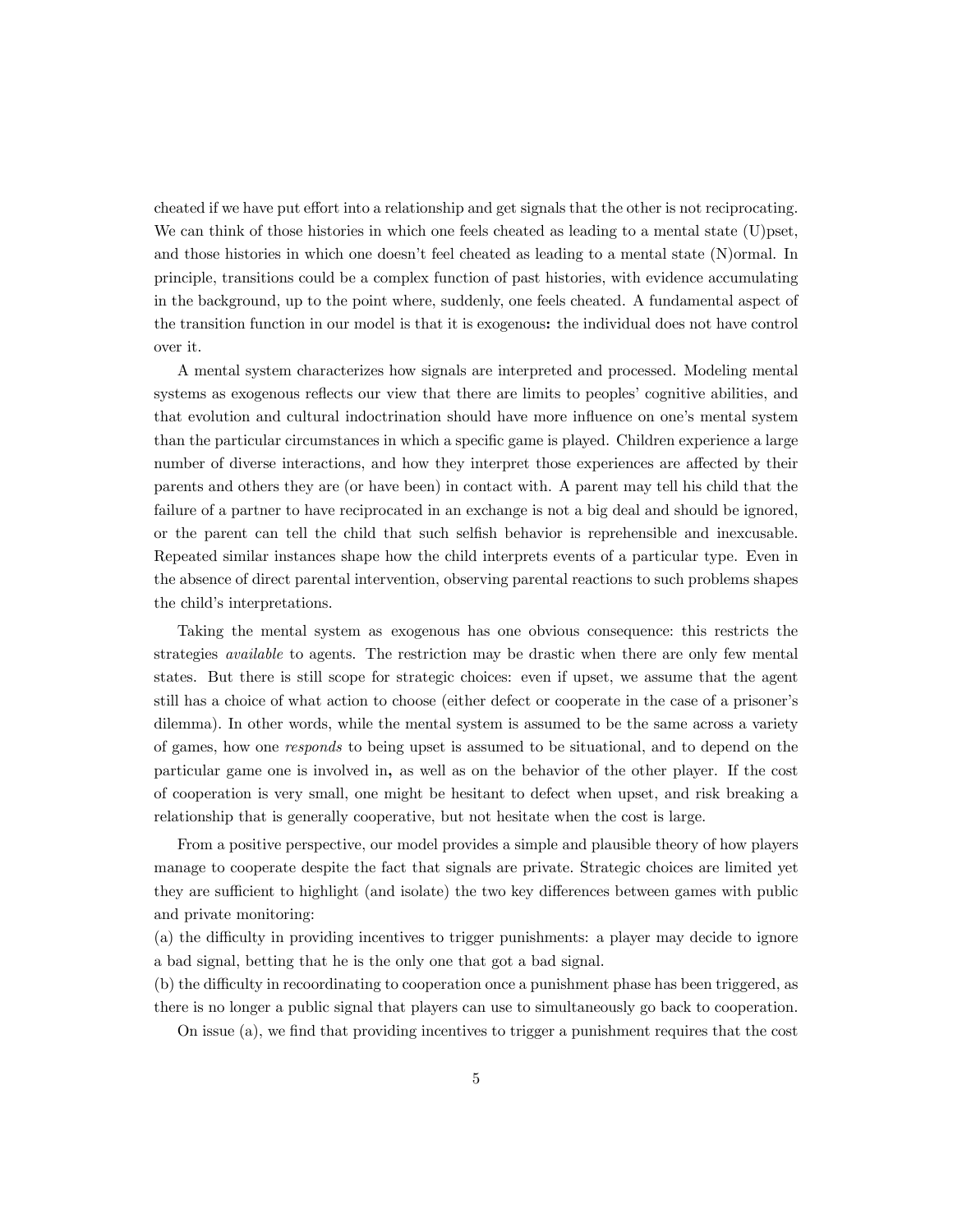cheated if we have put effort into a relationship and get signals that the other is not reciprocating. We can think of those histories in which one feels cheated as leading to a mental state (U)pset, and those histories in which one doesn't feel cheated as leading to a mental state (N)ormal. In principle, transitions could be a complex function of past histories, with evidence accumulating in the background, up to the point where, suddenly, one feels cheated. A fundamental aspect of the transition function in our model is that it is exogenous**:** the individual does not have control over it.

A mental system characterizes how signals are interpreted and processed. Modeling mental systems as exogenous reflects our view that there are limits to peoples' cognitive abilities, and that evolution and cultural indoctrination should have more influence on one's mental system than the particular circumstances in which a specific game is played. Children experience a large number of diverse interactions, and how they interpret those experiences are affected by their parents and others they are (or have been) in contact with. A parent may tell his child that the failure of a partner to have reciprocated in an exchange is not a big deal and should be ignored, or the parent can tell the child that such selfish behavior is reprehensible and inexcusable. Repeated similar instances shape how the child interprets events of a particular type. Even in the absence of direct parental intervention, observing parental reactions to such problems shapes the child's interpretations.

Taking the mental system as exogenous has one obvious consequence: this restricts the strategies *available* to agents. The restriction may be drastic when there are only few mental states. But there is still scope for strategic choices: even if upset, we assume that the agent still has a choice of what action to choose (either defect or cooperate in the case of a prisoner's dilemma). In other words, while the mental system is assumed to be the same across a variety of games, how one *responds* to being upset is assumed to be situational, and to depend on the particular game one is involved in**,** as well as on the behavior of the other player. If the cost of cooperation is very small, one might be hesitant to defect when upset, and risk breaking a relationship that is generally cooperative, but not hesitate when the cost is large.

From a positive perspective, our model provides a simple and plausible theory of how players manage to cooperate despite the fact that signals are private. Strategic choices are limited yet they are sufficient to highlight (and isolate) the two key differences between games with public and private monitoring:

(a) the difficulty in providing incentives to trigger punishments: a player may decide to ignore a bad signal, betting that he is the only one that got a bad signal.

(b) the difficulty in recoordinating to cooperation once a punishment phase has been triggered, as there is no longer a public signal that players can use to simultaneously go back to cooperation.

On issue (a), we find that providing incentives to trigger a punishment requires that the cost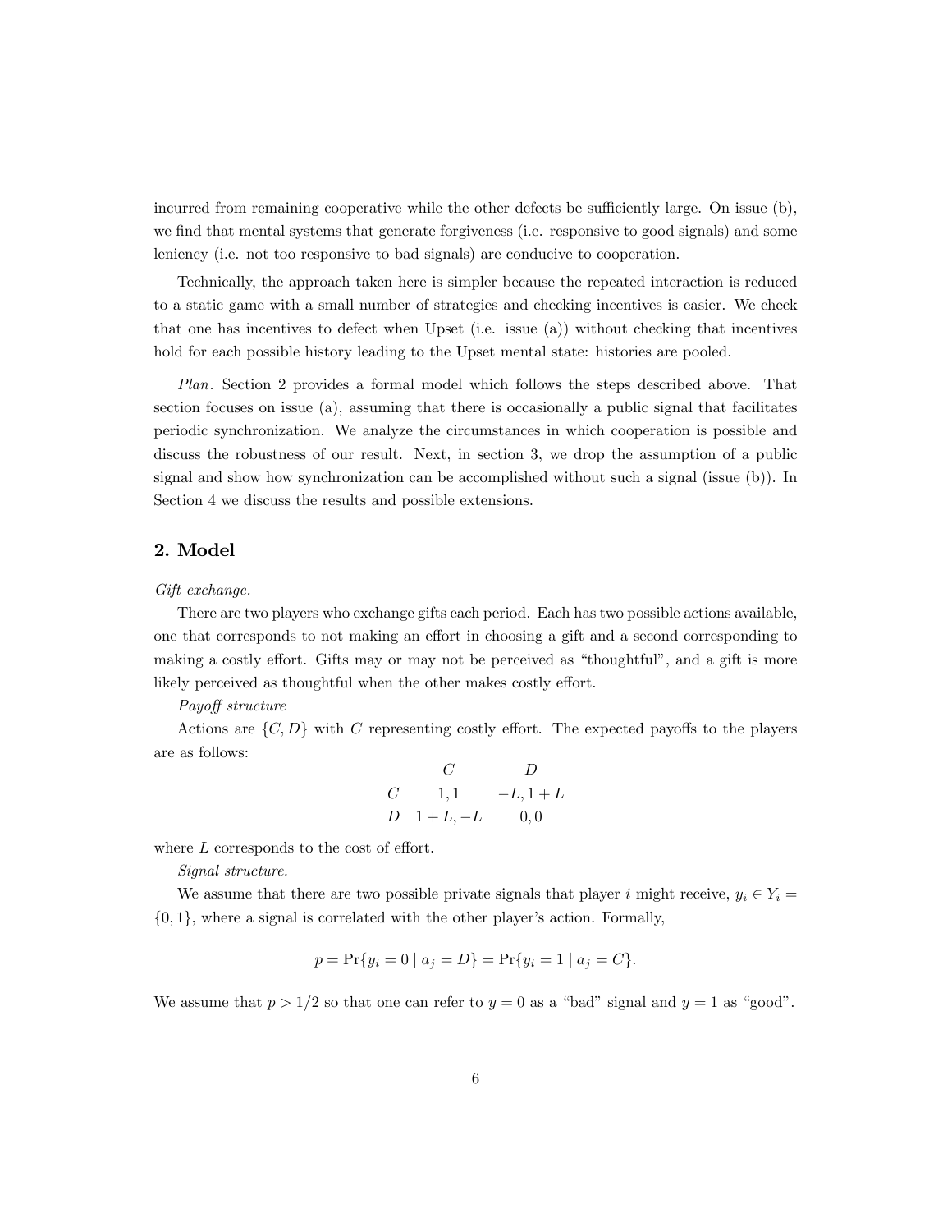incurred from remaining cooperative while the other defects be sufficiently large. On issue (b), we find that mental systems that generate forgiveness (i.e. responsive to good signals) and some leniency (i.e. not too responsive to bad signals) are conducive to cooperation.

Technically, the approach taken here is simpler because the repeated interaction is reduced to a static game with a small number of strategies and checking incentives is easier. We check that one has incentives to defect when Upset (i.e. issue (a)) without checking that incentives hold for each possible history leading to the Upset mental state: histories are pooled.

*Plan*. Section 2 provides a formal model which follows the steps described above. That section focuses on issue (a), assuming that there is occasionally a public signal that facilitates periodic synchronization. We analyze the circumstances in which cooperation is possible and discuss the robustness of our result. Next, in section 3, we drop the assumption of a public signal and show how synchronization can be accomplished without such a signal (issue (b)). In Section 4 we discuss the results and possible extensions.

## 2. Model

*Gift exchange.*

There are two players who exchange gifts each period. Each has two possible actions available, one that corresponds to not making an effort in choosing a gift and a second corresponding to making a costly effort. Gifts may or may not be perceived as "thoughtful", and a gift is more likely perceived as thoughtful when the other makes costly effort.

*Payoff structure*

Actions are $\{C, D\}$ with $C$ representing costly effort. The expected payoffs to the players are as follows:

| | $C$ | $D$ |
|---|---|---|
| $C$ | $1, 1$ | $-L, 1+L$ |
| $D$ | $1+L, -L$ | $0, 0$ |

where $L$ corresponds to the cost of effort.

*Signal structure.*

We assume that there are two possible private signals that player $i$ might receive, $y_i \in Y_i = \{0, 1\}$, where a signal is correlated with the other player's action. Formally,

$$p = \Pr\{y_i = 0 \mid a_j = D\} = \Pr\{y_i = 1 \mid a_j = C\}.$$

We assume that $p > 1/2$ so that one can refer to $y = 0$ as a "bad" signal and $y = 1$ as "good".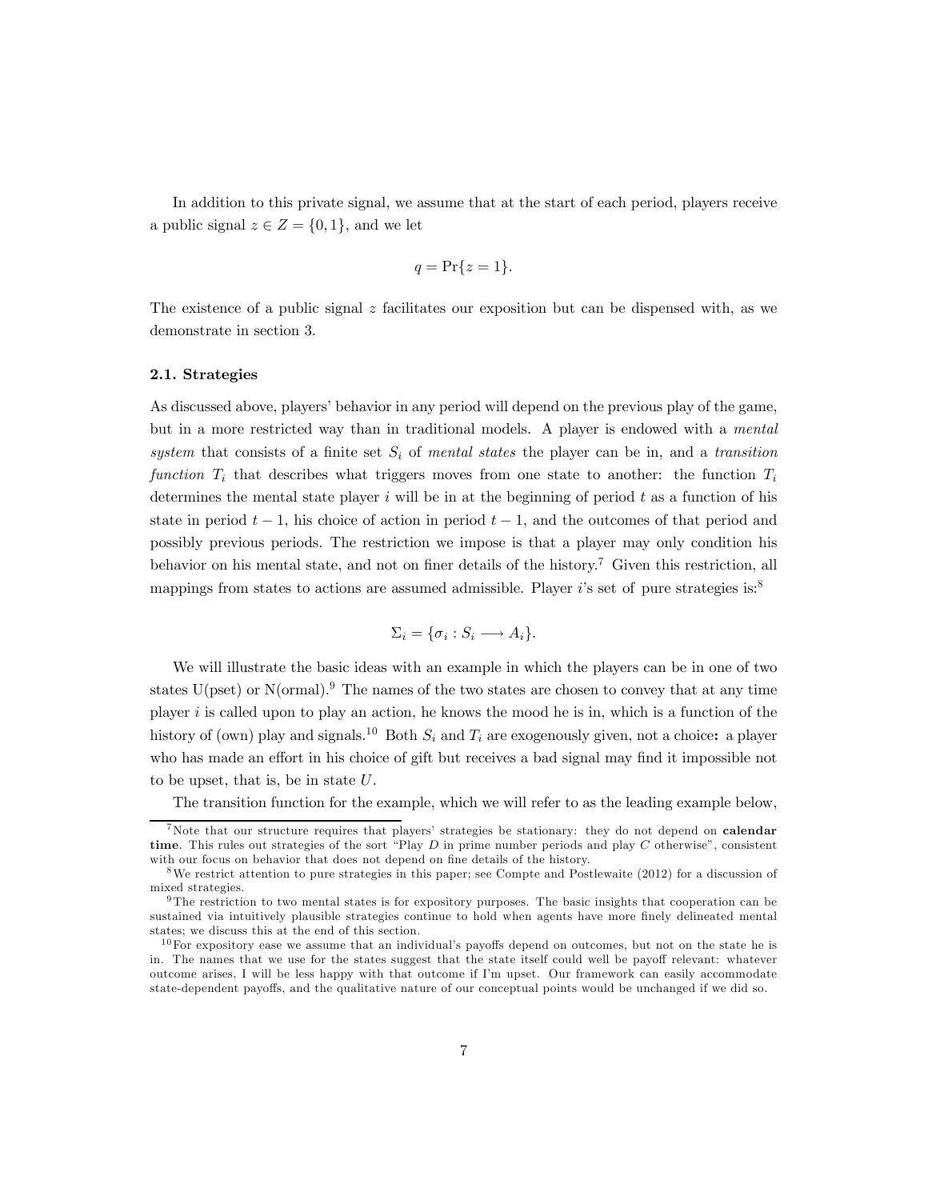In addition to this private signal, we assume that at the start of each period, players receive a public signal $z \in Z = \{0, 1\}$, and we let

$$q = \Pr\{z = 1\}.$$

The existence of a public signal $z$ facilitates our exposition but can be dispensed with, as we demonstrate in section 3.

### 2.1. Strategies

As discussed above, players' behavior in any period will depend on the previous play of the game, but in a more restricted way than in traditional models. A player is endowed with a *mental system* that consists of a finite set $S_i$ of *mental states* the player can be in, and a *transition function* $T_i$ that describes what triggers moves from one state to another: the function $T_i$ determines the mental state player $i$ will be in at the beginning of period $t$ as a function of his state in period $t-1$, his choice of action in period $t-1$, and the outcomes of that period and possibly previous periods. The restriction we impose is that a player may only condition his behavior on his mental state, and not on finer details of the history.[7] Given this restriction, all mappings from states to actions are assumed admissible. Player $i$'s set of pure strategies is:[8]

$$\Sigma_i = \{\sigma_i : S_i \longrightarrow A_i\}.$$

We will illustrate the basic ideas with an example in which the players can be in one of two states U(pset) or N(ormal).[9] The names of the two states are chosen to convey that at any time player $i$ is called upon to play an action, he knows the mood he is in, which is a function of the history of (own) play and signals.[10] Both $S_i$ and $T_i$ are exogenously given, not a choice**:** a player who has made an effort in his choice of gift but receives a bad signal may find it impossible not to be upset, that is, be in state $U$.

The transition function for the example, which we will refer to as the leading example below,

---

[7] Note that our structure requires that players' strategies be stationary: they do not depend on **calendar time**. This rules out strategies of the sort "Play $D$ in prime number periods and play $C$ otherwise", consistent with our focus on behavior that does not depend on fine details of the history.

[8] We restrict attention to pure strategies in this paper; see Compte and Postlewaite (2012) for a discussion of mixed strategies.

[9] The restriction to two mental states is for expository purposes. The basic insights that cooperation can be sustained via intuitively plausible strategies continue to hold when agents have more finely delineated mental states; we discuss this at the end of this section.

[10] For expository ease we assume that an individual's payoffs depend on outcomes, but not on the state he is in. The names that we use for the states suggest that the state itself could well be payoff relevant: whatever outcome arises, I will be less happy with that outcome if I'm upset. Our framework can easily accommodate state-dependent payoffs, and the qualitative nature of our conceptual points would be unchanged if we did so.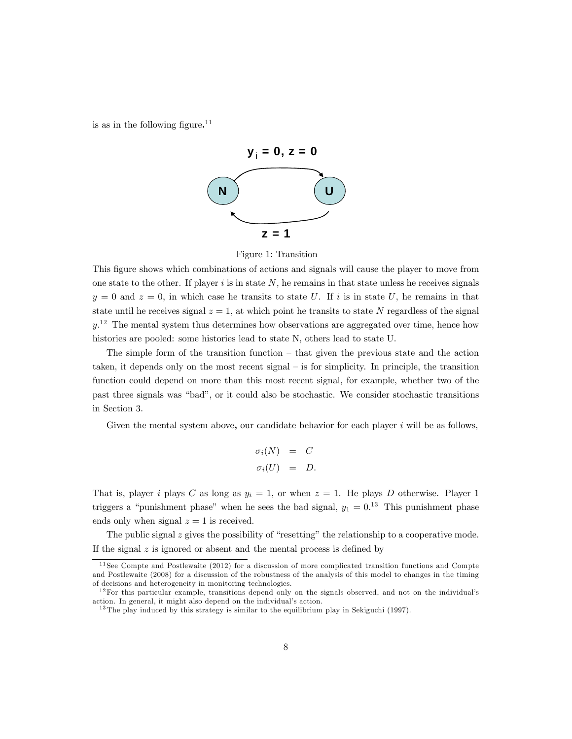is as in the following figure.[11]

Figure 1: Transition

This figure shows which combinations of actions and signals will cause the player to move from one state to the other. If player $i$ is in state $N$, he remains in that state unless he receives signals $y = 0$ and $z = 0$, in which case he transits to state $U$. If $i$ is in state $U$, he remains in that state until he receives signal $z = 1$, at which point he transits to state $N$ regardless of the signal $y$.[12] The mental system thus determines how observations are aggregated over time, hence how histories are pooled: some histories lead to state N, others lead to state U.

The simple form of the transition function – that given the previous state and the action taken, it depends only on the most recent signal – is for simplicity. In principle, the transition function could depend on more than this most recent signal, for example, whether two of the past three signals was "bad", or it could also be stochastic. We consider stochastic transitions in Section 3.

Given the mental system above, our candidate behavior for each player $i$ will be as follows,

$$
\begin{aligned}
\sigma_i(N) &= C \\
\sigma_i(U) &= D.
\end{aligned}
$$

That is, player $i$ plays $C$ as long as $y_i = 1$, or when $z = 1$. He plays $D$ otherwise. Player 1 triggers a "punishment phase" when he sees the bad signal, $y_1 = 0$.[13] This punishment phase ends only when signal $z = 1$ is received.

The public signal $z$ gives the possibility of "resetting" the relationship to a cooperative mode. If the signal $z$ is ignored or absent and the mental process is defined by

[11] See Compte and Postlewaite (2012) for a discussion of more complicated transition functions and Compte and Postlewaite (2008) for a discussion of the robustness of the analysis of this model to changes in the timing of decisions and heterogeneity in monitoring technologies.

[12] For this particular example, transitions depend only on the signals observed, and not on the individual's action. In general, it might also depend on the individual's action.

[13] The play induced by this strategy is similar to the equilibrium play in Sekiguchi (1997).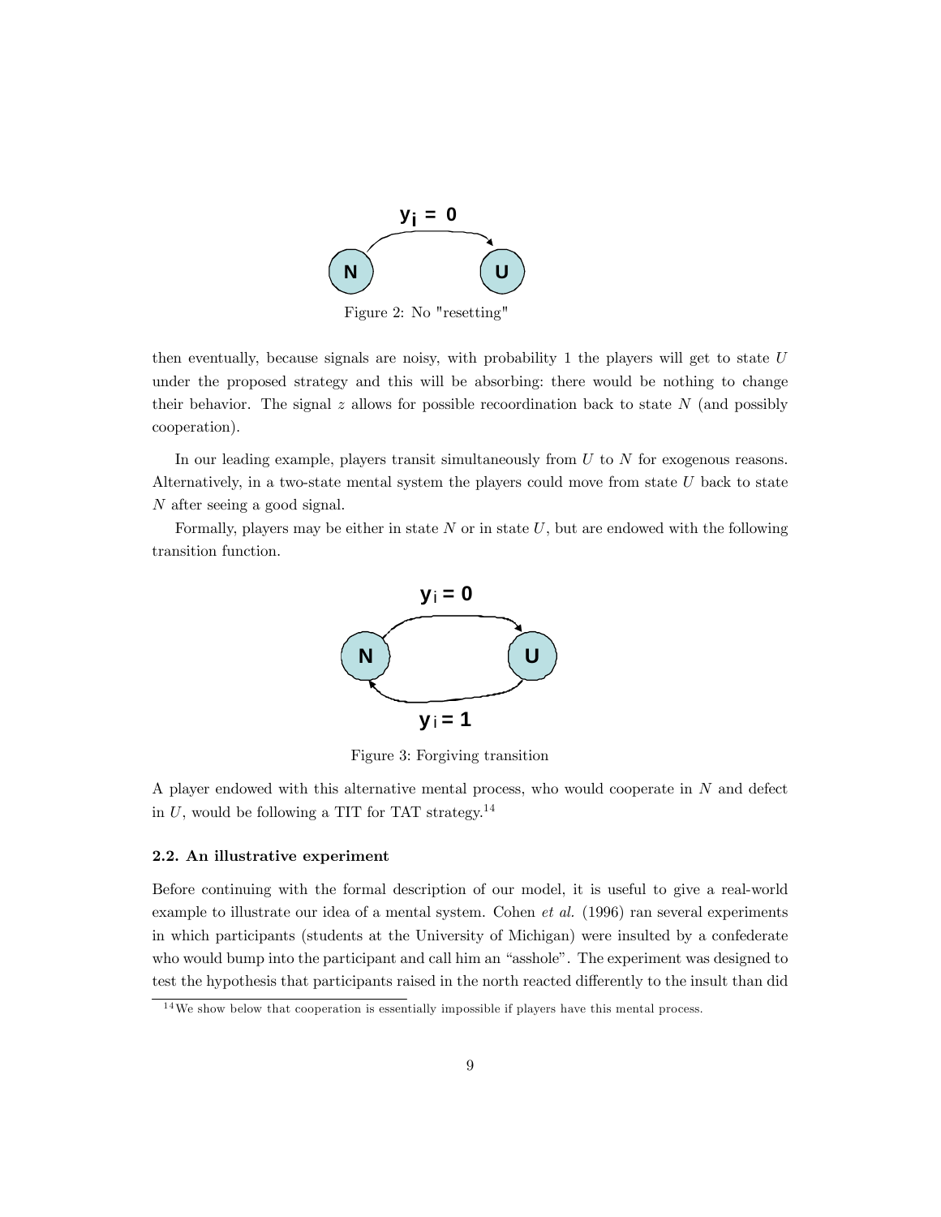Figure 2: No "resetting"

then eventually, because signals are noisy, with probability 1 the players will get to state $U$ under the proposed strategy and this will be absorbing: there would be nothing to change their behavior. The signal $z$ allows for possible recoordination back to state $N$ (and possibly cooperation).

In our leading example, players transit simultaneously from $U$ to $N$ for exogenous reasons. Alternatively, in a two-state mental system the players could move from state $U$ back to state $N$ after seeing a good signal.

Formally, players may be either in state $N$ or in state $U$, but are endowed with the following transition function.

Figure 3: Forgiving transition

A player endowed with this alternative mental process, who would cooperate in $N$ and defect in $U$, would be following a TIT for TAT strategy.[14]

### 2.2. An illustrative experiment

Before continuing with the formal description of our model, it is useful to give a real-world example to illustrate our idea of a mental system. Cohen *et al.* (1996) ran several experiments in which participants (students at the University of Michigan) were insulted by a confederate who would bump into the participant and call him an "asshole". The experiment was designed to test the hypothesis that participants raised in the north reacted differently to the insult than did

[14] We show below that cooperation is essentially impossible if players have this mental process.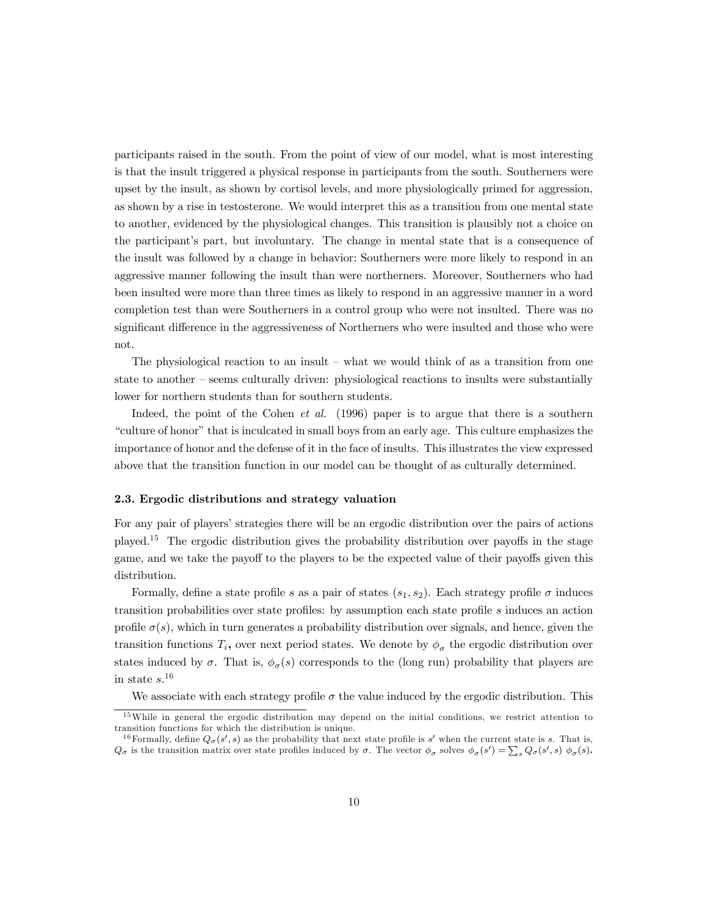participants raised in the south. From the point of view of our model, what is most interesting is that the insult triggered a physical response in participants from the south. Southerners were upset by the insult, as shown by cortisol levels, and more physiologically primed for aggression, as shown by a rise in testosterone. We would interpret this as a transition from one mental state to another, evidenced by the physiological changes. This transition is plausibly not a choice on the participant's part, but involuntary. The change in mental state that is a consequence of the insult was followed by a change in behavior: Southerners were more likely to respond in an aggressive manner following the insult than were northerners. Moreover, Southerners who had been insulted were more than three times as likely to respond in an aggressive manner in a word completion test than were Southerners in a control group who were not insulted. There was no significant difference in the aggressiveness of Northerners who were insulted and those who were not.

The physiological reaction to an insult – what we would think of as a transition from one state to another – seems culturally driven: physiological reactions to insults were substantially lower for northern students than for southern students.

Indeed, the point of the Cohen *et al.* (1996) paper is to argue that there is a southern "culture of honor" that is inculcated in small boys from an early age. This culture emphasizes the importance of honor and the defense of it in the face of insults. This illustrates the view expressed above that the transition function in our model can be thought of as culturally determined.

### 2.3. Ergodic distributions and strategy valuation

For any pair of players' strategies there will be an ergodic distribution over the pairs of actions played.[15] The ergodic distribution gives the probability distribution over payoffs in the stage game, and we take the payoff to the players to be the expected value of their payoffs given this distribution.

Formally, define a state profile $s$ as a pair of states $(s_1, s_2)$. Each strategy profile $\sigma$ induces transition probabilities over state profiles: by assumption each state profile $s$ induces an action profile $\sigma(s)$, which in turn generates a probability distribution over signals, and hence, given the transition functions $T_i$, over next period states. We denote by $\phi_\sigma$ the ergodic distribution over states induced by $\sigma$. That is, $\phi_\sigma(s)$ corresponds to the (long run) probability that players are in state $s$.[16]

We associate with each strategy profile $\sigma$ the value induced by the ergodic distribution. This

[15] While in general the ergodic distribution may depend on the initial conditions, we restrict attention to transition functions for which the distribution is unique.

[16] Formally, define $Q_\sigma(s', s)$ as the probability that next state profile is $s'$ when the current state is $s$. That is, $Q_\sigma$ is the transition matrix over state profiles induced by $\sigma$. The vector $\phi_\sigma$ solves $\phi_\sigma(s') = \sum_s Q_\sigma(s', s)\ \phi_\sigma(s)$.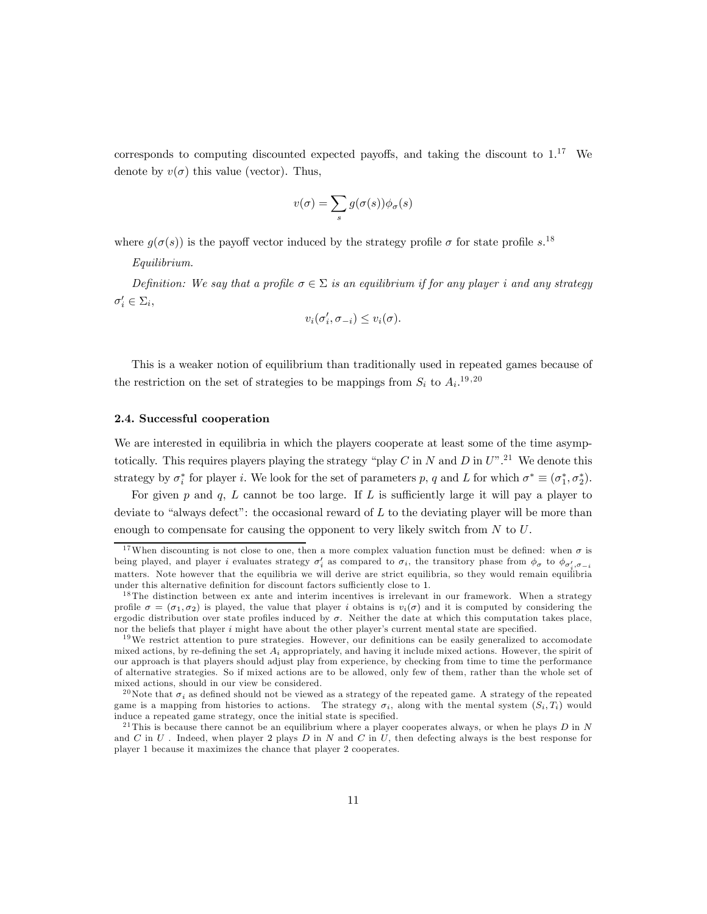corresponds to computing discounted expected payoffs, and taking the discount to 1.[17] We denote by $v(\sigma)$ this value (vector). Thus,

$$v(\sigma) = \sum_s g(\sigma(s))\phi_\sigma(s)$$

where $g(\sigma(s))$ is the payoff vector induced by the strategy profile $\sigma$ for state profile $s$.[18]

*Equilibrium.*

*Definition: We say that a profile $\sigma \in \Sigma$ is an equilibrium if for any player $i$ and any strategy $\sigma'_i \in \Sigma_i$,*

$$v_i(\sigma'_i, \sigma_{-i}) \leq v_i(\sigma).$$

This is a weaker notion of equilibrium than traditionally used in repeated games because of the restriction on the set of strategies to be mappings from $S_i$ to $A_i$.[19,20]

### 2.4. Successful cooperation

We are interested in equilibria in which the players cooperate at least some of the time asymptotically. This requires players playing the strategy "play $C$ in $N$ and $D$ in $U$".[21] We denote this strategy by $\sigma_i^*$ for player $i$. We look for the set of parameters $p$, $q$ and $L$ for which $\sigma^* \equiv (\sigma_1^*, \sigma_2^*)$.

For given $p$ and $q$, $L$ cannot be too large. If $L$ is sufficiently large it will pay a player to deviate to "always defect": the occasional reward of $L$ to the deviating player will be more than enough to compensate for causing the opponent to very likely switch from $N$ to $U$.

---

[17] When discounting is not close to one, then a more complex valuation function must be defined: when $\sigma$ is being played, and player $i$ evaluates strategy $\sigma'_i$ as compared to $\sigma_i$, the transitory phase from $\phi_\sigma$ to $\phi_{\sigma'_i, \sigma_{-i}}$ matters. Note however that the equilibria we will derive are strict equilibria, so they would remain equilibria under this alternative definition for discount factors sufficiently close to 1.

[18] The distinction between ex ante and interim incentives is irrelevant in our framework. When a strategy profile $\sigma = (\sigma_1, \sigma_2)$ is played, the value that player $i$ obtains is $v_i(\sigma)$ and it is computed by considering the ergodic distribution over state profiles induced by $\sigma$. Neither the date at which this computation takes place, nor the beliefs that player $i$ might have about the other player's current mental state are specified.

[19] We restrict attention to pure strategies. However, our definitions can be easily generalized to accomodate mixed actions, by re-defining the set $A_i$ appropriately, and having it include mixed actions. However, the spirit of our approach is that players should adjust play from experience, by checking from time to time the performance of alternative strategies. So if mixed actions are to be allowed, only few of them, rather than the whole set of mixed actions, should in our view be considered.

[20] Note that $\sigma_i$ as defined should not be viewed as a strategy of the repeated game. A strategy of the repeated game is a mapping from histories to actions. The strategy $\sigma_i$, along with the mental system $(S_i, T_i)$ would induce a repeated game strategy, once the initial state is specified.

[21] This is because there cannot be an equilibrium where a player cooperates always, or when he plays $D$ in $N$ and $C$ in $U$. Indeed, when player 2 plays $D$ in $N$ and $C$ in $U$, then defecting always is the best response for player 1 because it maximizes the chance that player 2 cooperates.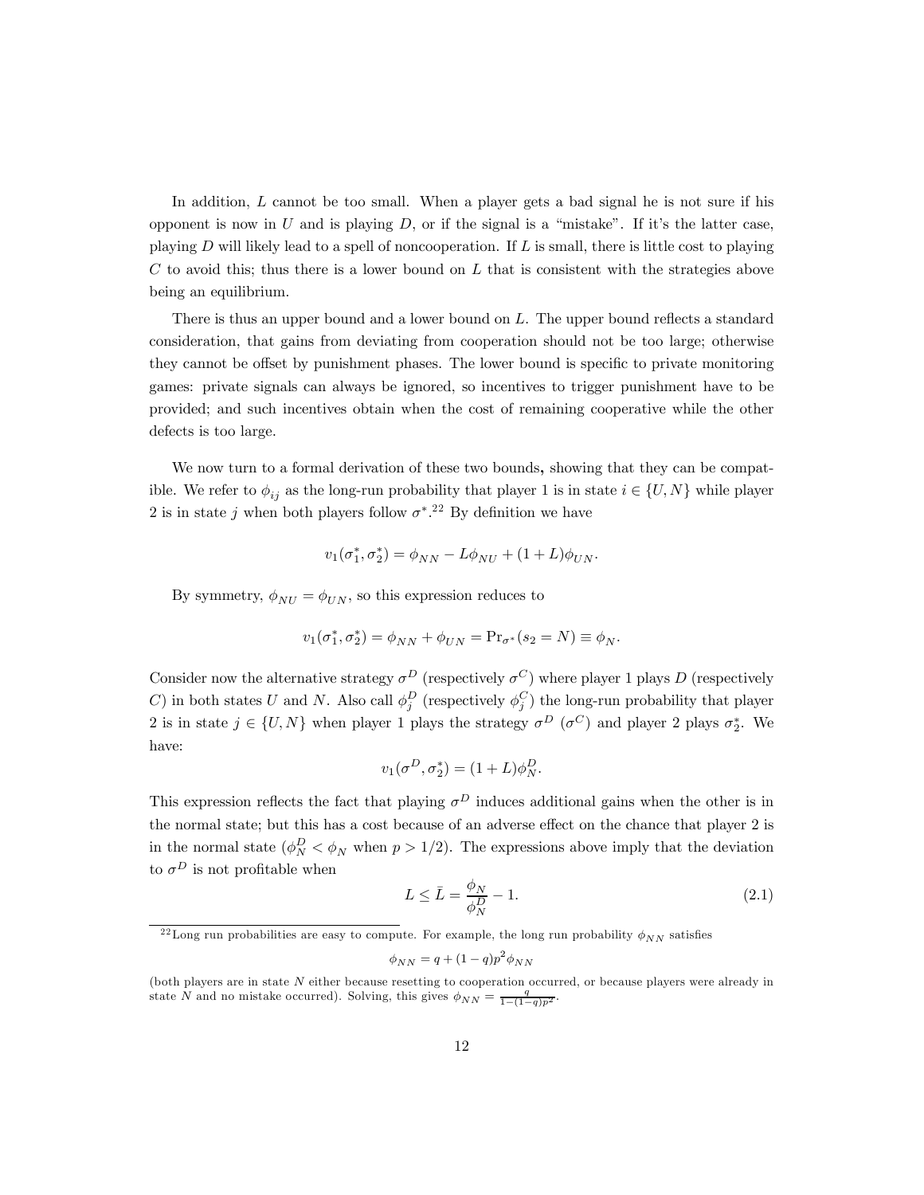In addition, $L$ cannot be too small. When a player gets a bad signal he is not sure if his opponent is now in $U$ and is playing $D$, or if the signal is a "mistake". If it's the latter case, playing $D$ will likely lead to a spell of noncooperation. If $L$ is small, there is little cost to playing $C$ to avoid this; thus there is a lower bound on $L$ that is consistent with the strategies above being an equilibrium.

There is thus an upper bound and a lower bound on $L$. The upper bound reflects a standard consideration, that gains from deviating from cooperation should not be too large; otherwise they cannot be offset by punishment phases. The lower bound is specific to private monitoring games: private signals can always be ignored, so incentives to trigger punishment have to be provided; and such incentives obtain when the cost of remaining cooperative while the other defects is too large.

We now turn to a formal derivation of these two bounds**,** showing that they can be compatible. We refer to $\phi_{ij}$ as the long-run probability that player 1 is in state $i \in \{U, N\}$ while player 2 is in state $j$ when both players follow $\sigma^*$.[22] By definition we have

$$v_1(\sigma_1^*, \sigma_2^*) = \phi_{NN} - L\phi_{NU} + (1 + L)\phi_{UN}.$$

By symmetry, $\phi_{NU} = \phi_{UN}$, so this expression reduces to

$$v_1(\sigma_1^*, \sigma_2^*) = \phi_{NN} + \phi_{UN} = \Pr_{\sigma^*}(s_2 = N) \equiv \phi_N.$$

Consider now the alternative strategy $\sigma^D$ (respectively $\sigma^C$) where player 1 plays $D$ (respectively $C$) in both states $U$ and $N$. Also call $\phi_j^D$ (respectively $\phi_j^C$) the long-run probability that player 2 is in state $j \in \{U, N\}$ when player 1 plays the strategy $\sigma^D$ ($\sigma^C$) and player 2 plays $\sigma_2^*$. We have:

$$v_1(\sigma^D, \sigma_2^*) = (1 + L)\phi_N^D.$$

This expression reflects the fact that playing $\sigma^D$ induces additional gains when the other is in the normal state; but this has a cost because of an adverse effect on the chance that player 2 is in the normal state ($\phi_N^D < \phi_N$ when $p > 1/2$). The expressions above imply that the deviation to $\sigma^D$ is not profitable when

$$L \leq \bar{L} = \frac{\phi_N}{\phi_N^D} - 1. \tag{2.1}$$

[22] Long run probabilities are easy to compute. For example, the long run probability $\phi_{NN}$ satisfies

$$\phi_{NN} = q + (1 - q)p^2\phi_{NN}$$

(both players are in state $N$ either because resetting to cooperation occurred, or because players were already in state $N$ and no mistake occurred). Solving, this gives $\phi_{NN} = \frac{q}{1-(1-q)p^2}$.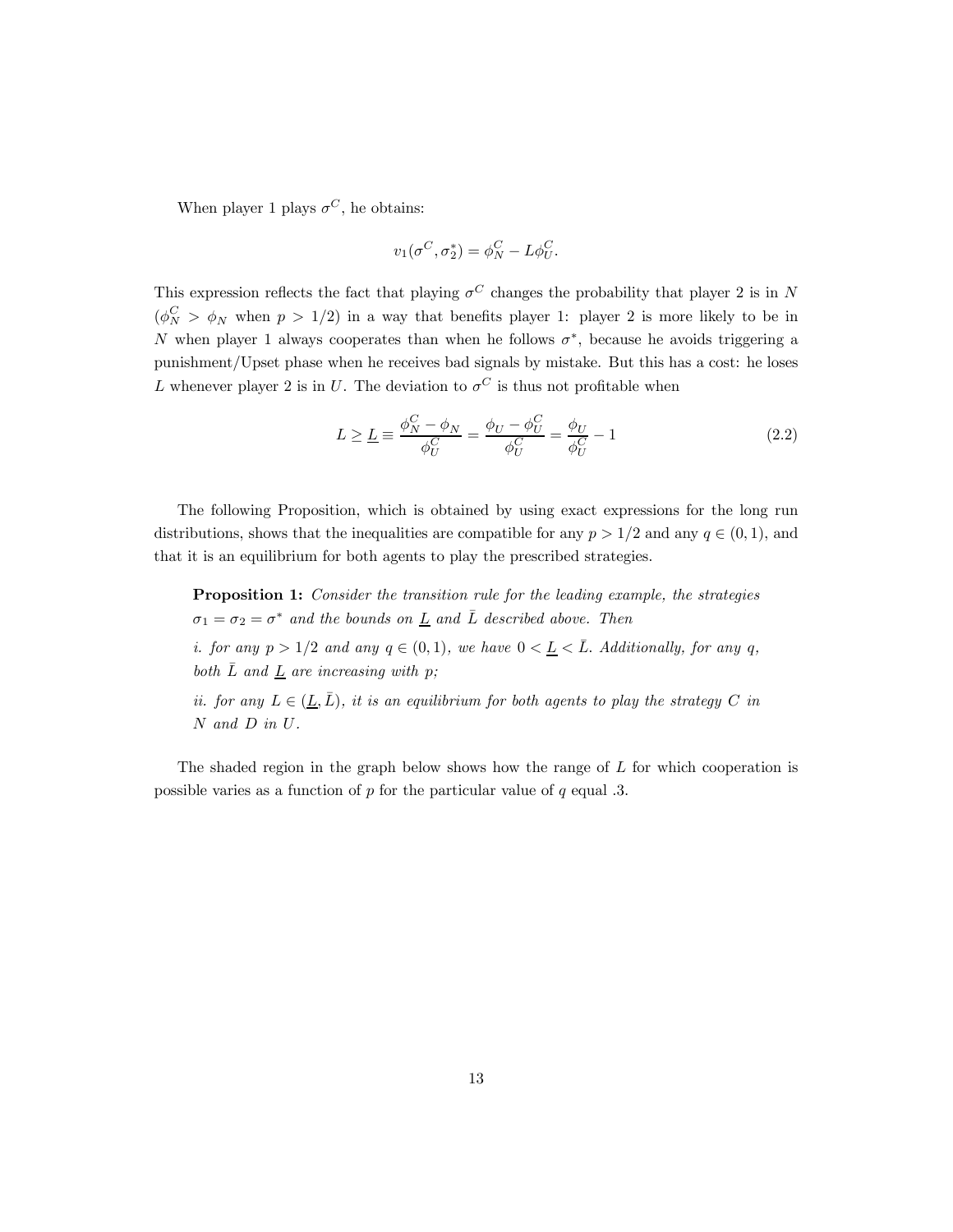When player 1 plays $\sigma^C$, he obtains:

$$v_1(\sigma^C, \sigma_2^*) = \phi_N^C - L\phi_U^C.$$

This expression reflects the fact that playing $\sigma^C$ changes the probability that player 2 is in $N$ ($\phi_N^C > \phi_N$ when $p > 1/2$) in a way that benefits player 1: player 2 is more likely to be in $N$ when player 1 always cooperates than when he follows $\sigma^*$, because he avoids triggering a punishment/Upset phase when he receives bad signals by mistake. But this has a cost: he loses $L$ whenever player 2 is in $U$. The deviation to $\sigma^C$ is thus not profitable when

$$L \geq \underline{L} \equiv \frac{\phi_N^C - \phi_N}{\phi_U^C} = \frac{\phi_U - \phi_U^C}{\phi_U^C} = \frac{\phi_U}{\phi_U^C} - 1 \tag{2.2}$$

The following Proposition, which is obtained by using exact expressions for the long run distributions, shows that the inequalities are compatible for any $p > 1/2$ and any $q \in (0, 1)$, and that it is an equilibrium for both agents to play the prescribed strategies.

> **Proposition 1:** *Consider the transition rule for the leading example, the strategies $\sigma_1 = \sigma_2 = \sigma^*$ and the bounds on $\underline{L}$ and $\bar{L}$ described above. Then*
>
> *i. for any $p > 1/2$ and any $q \in (0, 1)$, we have $0 < \underline{L} < \bar{L}$. Additionally, for any $q$, both $\bar{L}$ and $\underline{L}$ are increasing with $p$;*
>
> *ii. for any $L \in (\underline{L}, \bar{L})$, it is an equilibrium for both agents to play the strategy $C$ in $N$ and $D$ in $U$.*

The shaded region in the graph below shows how the range of $L$ for which cooperation is possible varies as a function of $p$ for the particular value of $q$ equal .3.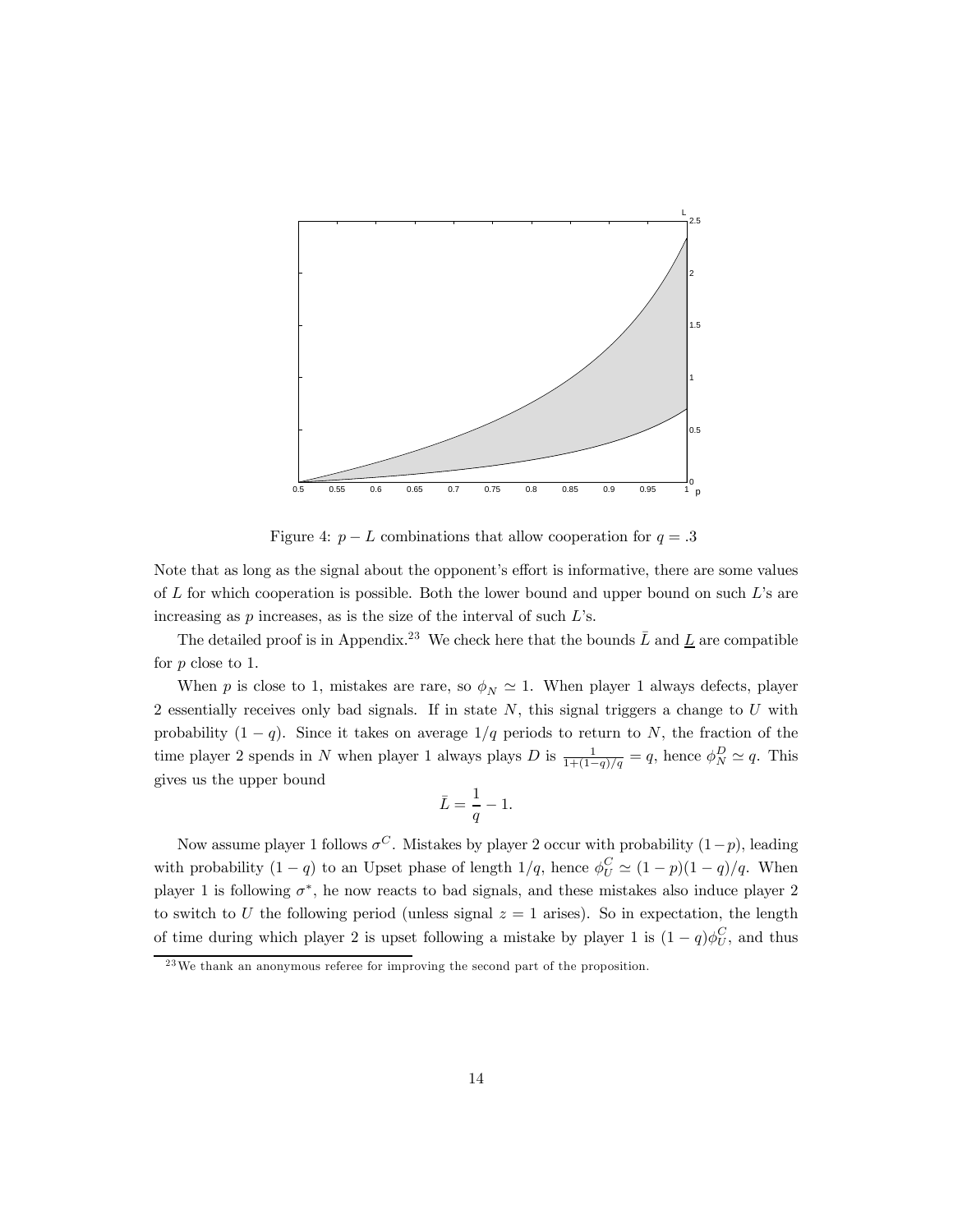Figure 4: $p - L$ combinations that allow cooperation for $q = .3$

Note that as long as the signal about the opponent's effort is informative, there are some values of $L$ for which cooperation is possible. Both the lower bound and upper bound on such $L$'s are increasing as $p$ increases, as is the size of the interval of such $L$'s.

The detailed proof is in Appendix.[23] We check here that the bounds $\bar{L}$ and $\underline{L}$ are compatible for $p$ close to 1.

When $p$ is close to 1, mistakes are rare, so $\phi_N \simeq 1$. When player 1 always defects, player 2 essentially receives only bad signals. If in state $N$, this signal triggers a change to $U$ with probability $(1-q)$. Since it takes on average $1/q$ periods to return to $N$, the fraction of the time player 2 spends in $N$ when player 1 always plays $D$ is $\frac{1}{1+(1-q)/q} = q$, hence $\phi_N^D \simeq q$. This gives us the upper bound

$$\bar{L} = \frac{1}{q} - 1.$$

Now assume player 1 follows $\sigma^C$. Mistakes by player 2 occur with probability $(1-p)$, leading with probability $(1-q)$ to an Upset phase of length $1/q$, hence $\phi_U^C \simeq (1-p)(1-q)/q$. When player 1 is following $\sigma^*$, he now reacts to bad signals, and these mistakes also induce player 2 to switch to $U$ the following period (unless signal $z = 1$ arises). So in expectation, the length of time during which player 2 is upset following a mistake by player 1 is $(1-q)\phi_U^C$, and thus

[23] We thank an anonymous referee for improving the second part of the proposition.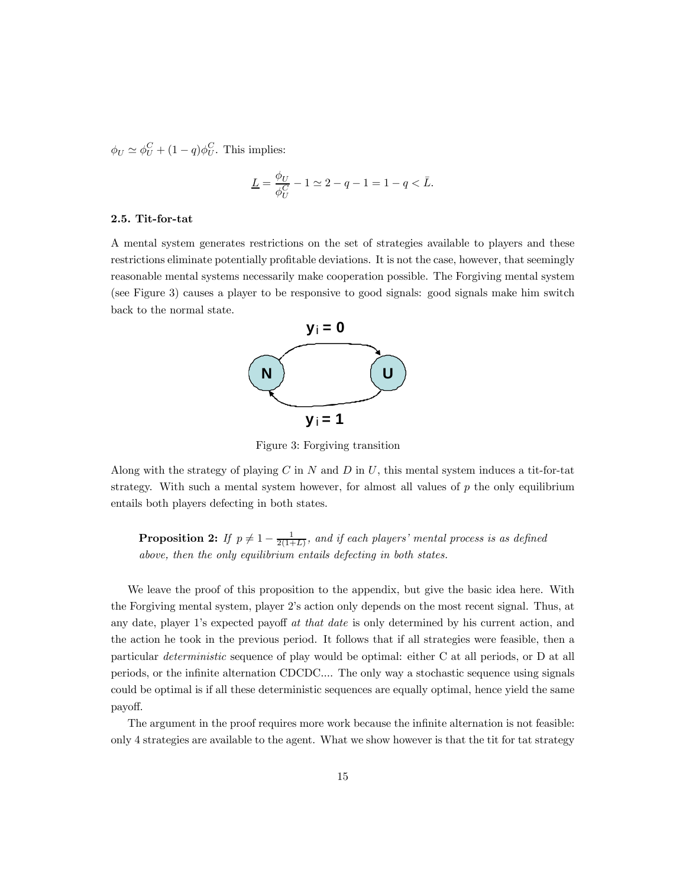$\phi_U \simeq \phi_U^C + (1-q)\phi_U^C$. This implies:

$$\underline{L} = \frac{\phi_U}{\phi_U^C} - 1 \simeq 2 - q - 1 = 1 - q < \bar{L}.$$

### 2.5. Tit-for-tat

A mental system generates restrictions on the set of strategies available to players and these restrictions eliminate potentially profitable deviations. It is not the case, however, that seemingly reasonable mental systems necessarily make cooperation possible. The Forgiving mental system (see Figure 3) causes a player to be responsive to good signals: good signals make him switch back to the normal state.

Figure 3: Forgiving transition

Along with the strategy of playing $C$ in $N$ and $D$ in $U$, this mental system induces a tit-for-tat strategy. With such a mental system however, for almost all values of $p$ the only equilibrium entails both players defecting in both states.

> **Proposition 2:** *If* $p \neq 1 - \frac{1}{2(1+L)}$, *and if each players' mental process is as defined above, then the only equilibrium entails defecting in both states.*

We leave the proof of this proposition to the appendix, but give the basic idea here. With the Forgiving mental system, player 2's action only depends on the most recent signal. Thus, at any date, player 1's expected payoff *at that date* is only determined by his current action, and the action he took in the previous period. It follows that if all strategies were feasible, then a particular *deterministic* sequence of play would be optimal: either C at all periods, or D at all periods, or the infinite alternation CDCDC.... The only way a stochastic sequence using signals could be optimal is if all these deterministic sequences are equally optimal, hence yield the same payoff.

The argument in the proof requires more work because the infinite alternation is not feasible: only 4 strategies are available to the agent. What we show however is that the tit for tat strategy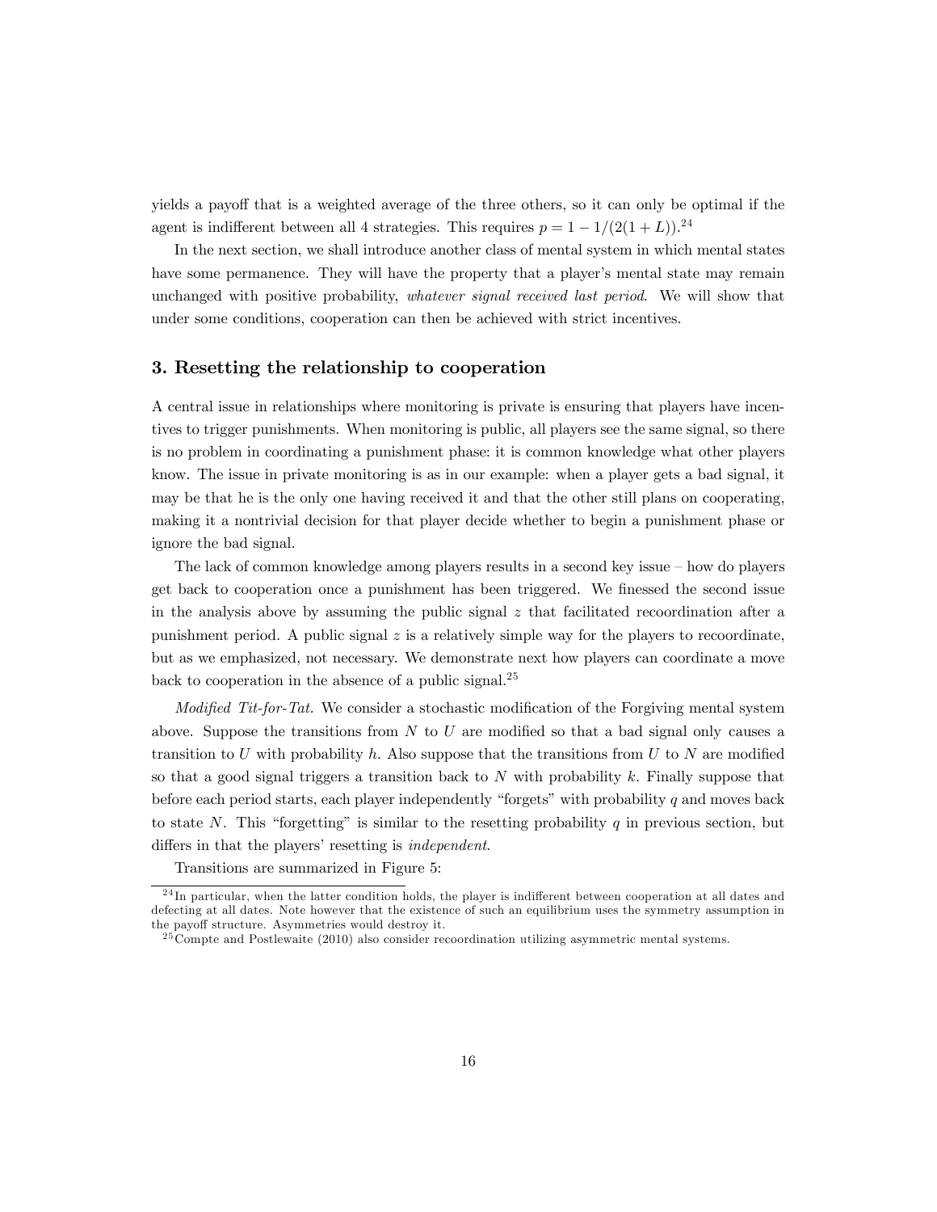yields a payoff that is a weighted average of the three others, so it can only be optimal if the agent is indifferent between all 4 strategies. This requires $p = 1 - 1/(2(1+L))$.[24]

In the next section, we shall introduce another class of mental system in which mental states have some permanence. They will have the property that a player's mental state may remain unchanged with positive probability, *whatever signal received last period*. We will show that under some conditions, cooperation can then be achieved with strict incentives.

## 3. Resetting the relationship to cooperation

A central issue in relationships where monitoring is private is ensuring that players have incentives to trigger punishments. When monitoring is public, all players see the same signal, so there is no problem in coordinating a punishment phase: it is common knowledge what other players know. The issue in private monitoring is as in our example: when a player gets a bad signal, it may be that he is the only one having received it and that the other still plans on cooperating, making it a nontrivial decision for that player decide whether to begin a punishment phase or ignore the bad signal.

The lack of common knowledge among players results in a second key issue – how do players get back to cooperation once a punishment has been triggered. We finessed the second issue in the analysis above by assuming the public signal $z$ that facilitated recoordination after a punishment period. A public signal $z$ is a relatively simple way for the players to recoordinate, but as we emphasized, not necessary. We demonstrate next how players can coordinate a move back to cooperation in the absence of a public signal.[25]

*Modified Tit-for-Tat.* We consider a stochastic modification of the Forgiving mental system above. Suppose the transitions from $N$ to $U$ are modified so that a bad signal only causes a transition to $U$ with probability $h$. Also suppose that the transitions from $U$ to $N$ are modified so that a good signal triggers a transition back to $N$ with probability $k$. Finally suppose that before each period starts, each player independently "forgets" with probability $q$ and moves back to state $N$. This "forgetting" is similar to the resetting probability $q$ in previous section, but differs in that the players' resetting is *independent*.

Transitions are summarized in Figure 5:

---

[24] In particular, when the latter condition holds, the player is indifferent between cooperation at all dates and defecting at all dates. Note however that the existence of such an equilibrium uses the symmetry assumption in the payoff structure. Asymmetries would destroy it.

[25] Compte and Postlewaite (2010) also consider recoordination utilizing asymmetric mental systems.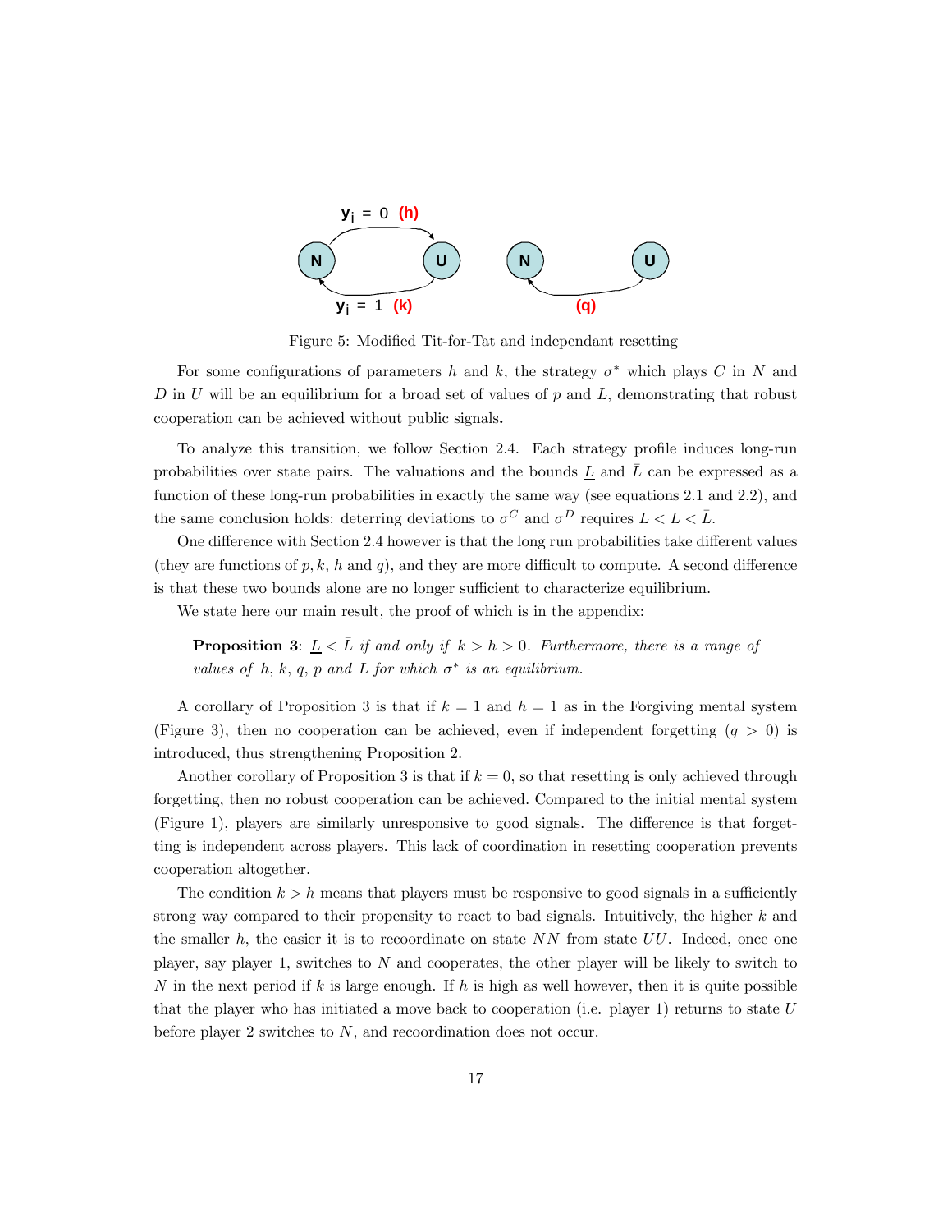Figure 5: Modified Tit-for-Tat and independant resetting

For some configurations of parameters $h$ and $k$, the strategy $\sigma^*$ which plays $C$ in $N$ and $D$ in $U$ will be an equilibrium for a broad set of values of $p$ and $L$, demonstrating that robust cooperation can be achieved without public signals**.**

To analyze this transition, we follow Section 2.4. Each strategy profile induces long-run probabilities over state pairs. The valuations and the bounds $\underline{L}$ and $\bar{L}$ can be expressed as a function of these long-run probabilities in exactly the same way (see equations 2.1 and 2.2), and the same conclusion holds: deterring deviations to $\sigma^C$ and $\sigma^D$ requires $\underline{L} < L < \bar{L}$.

One difference with Section 2.4 however is that the long run probabilities take different values (they are functions of $p, k, h$ and $q$), and they are more difficult to compute. A second difference is that these two bounds alone are no longer sufficient to characterize equilibrium.

We state here our main result, the proof of which is in the appendix:

> **Proposition 3**: *$\underline{L} < \bar{L}$ if and only if $k > h > 0$. Furthermore, there is a range of values of $h$, $k$, $q$, $p$ and $L$ for which $\sigma^*$ is an equilibrium.*

A corollary of Proposition 3 is that if $k = 1$ and $h = 1$ as in the Forgiving mental system (Figure 3), then no cooperation can be achieved, even if independent forgetting ($q > 0$) is introduced, thus strengthening Proposition 2.

Another corollary of Proposition 3 is that if $k = 0$, so that resetting is only achieved through forgetting, then no robust cooperation can be achieved. Compared to the initial mental system (Figure 1), players are similarly unresponsive to good signals. The difference is that forgetting is independent across players. This lack of coordination in resetting cooperation prevents cooperation altogether.

The condition $k > h$ means that players must be responsive to good signals in a sufficiently strong way compared to their propensity to react to bad signals. Intuitively, the higher $k$ and the smaller $h$, the easier it is to recoordinate on state $NN$ from state $UU$. Indeed, once one player, say player 1, switches to $N$ and cooperates, the other player will be likely to switch to $N$ in the next period if $k$ is large enough. If $h$ is high as well however, then it is quite possible that the player who has initiated a move back to cooperation (i.e. player 1) returns to state $U$ before player 2 switches to $N$, and recoordination does not occur.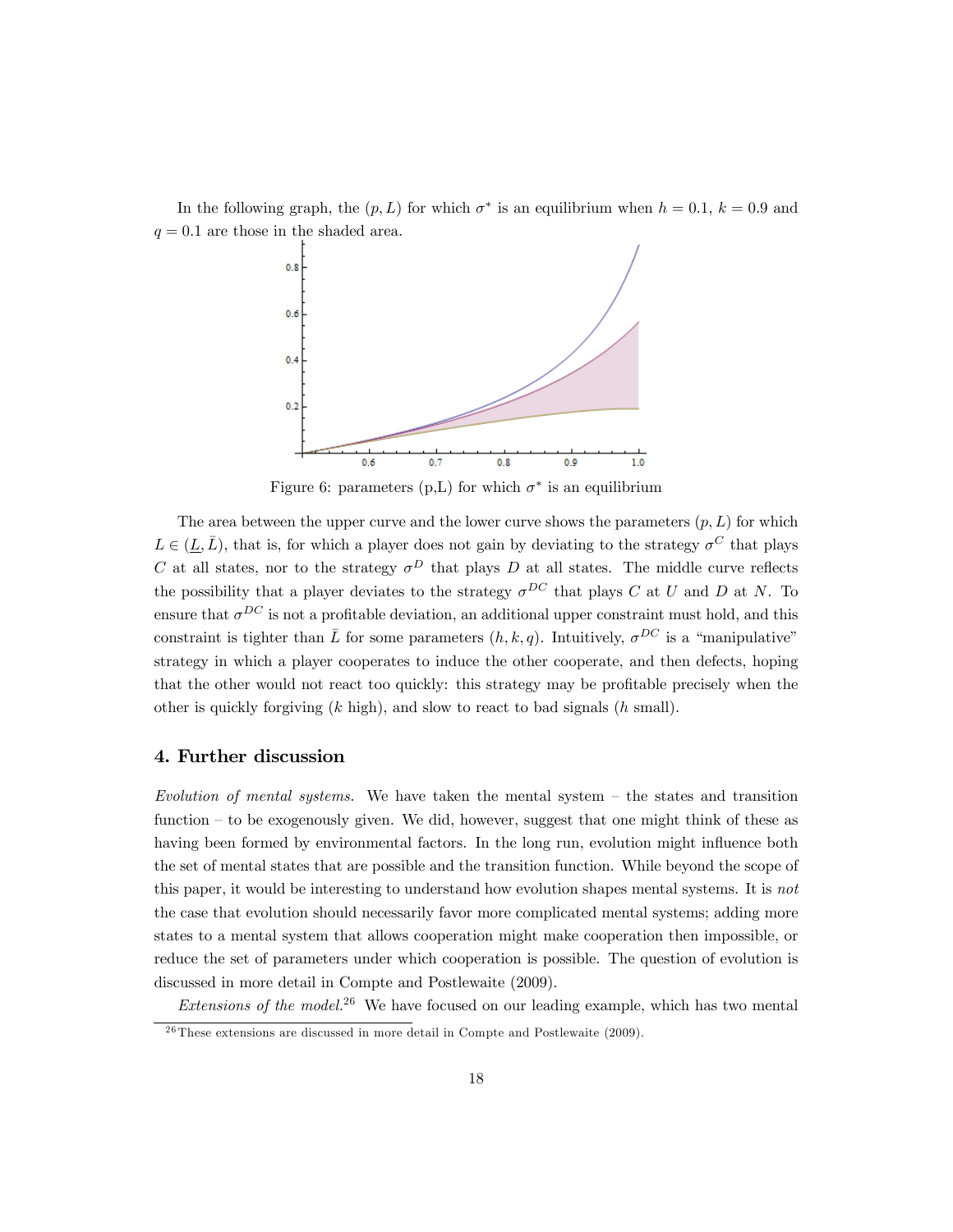In the following graph, the $(p, L)$ for which $\sigma^*$ is an equilibrium when $h = 0.1$, $k = 0.9$ and $q = 0.1$ are those in the shaded area.

Figure 6: parameters (p,L) for which $\sigma^*$ is an equilibrium

The area between the upper curve and the lower curve shows the parameters $(p, L)$ for which $L \in (\underline{L}, \bar{L})$, that is, for which a player does not gain by deviating to the strategy $\sigma^C$ that plays $C$ at all states, nor to the strategy $\sigma^D$ that plays $D$ at all states. The middle curve reflects the possibility that a player deviates to the strategy $\sigma^{DC}$ that plays $C$ at $U$ and $D$ at $N$. To ensure that $\sigma^{DC}$ is not a profitable deviation, an additional upper constraint must hold, and this constraint is tighter than $\bar{L}$ for some parameters $(h, k, q)$. Intuitively, $\sigma^{DC}$ is a "manipulative" strategy in which a player cooperates to induce the other cooperate, and then defects, hoping that the other would not react too quickly: this strategy may be profitable precisely when the other is quickly forgiving ($k$ high), and slow to react to bad signals ($h$ small).

## 4. Further discussion

*Evolution of mental systems.* We have taken the mental system – the states and transition function – to be exogenously given. We did, however, suggest that one might think of these as having been formed by environmental factors. In the long run, evolution might influence both the set of mental states that are possible and the transition function. While beyond the scope of this paper, it would be interesting to understand how evolution shapes mental systems. It is *not* the case that evolution should necessarily favor more complicated mental systems; adding more states to a mental system that allows cooperation might make cooperation then impossible, or reduce the set of parameters under which cooperation is possible. The question of evolution is discussed in more detail in Compte and Postlewaite (2009).

*Extensions of the model.*[26] We have focused on our leading example, which has two mental

[26] These extensions are discussed in more detail in Compte and Postlewaite (2009).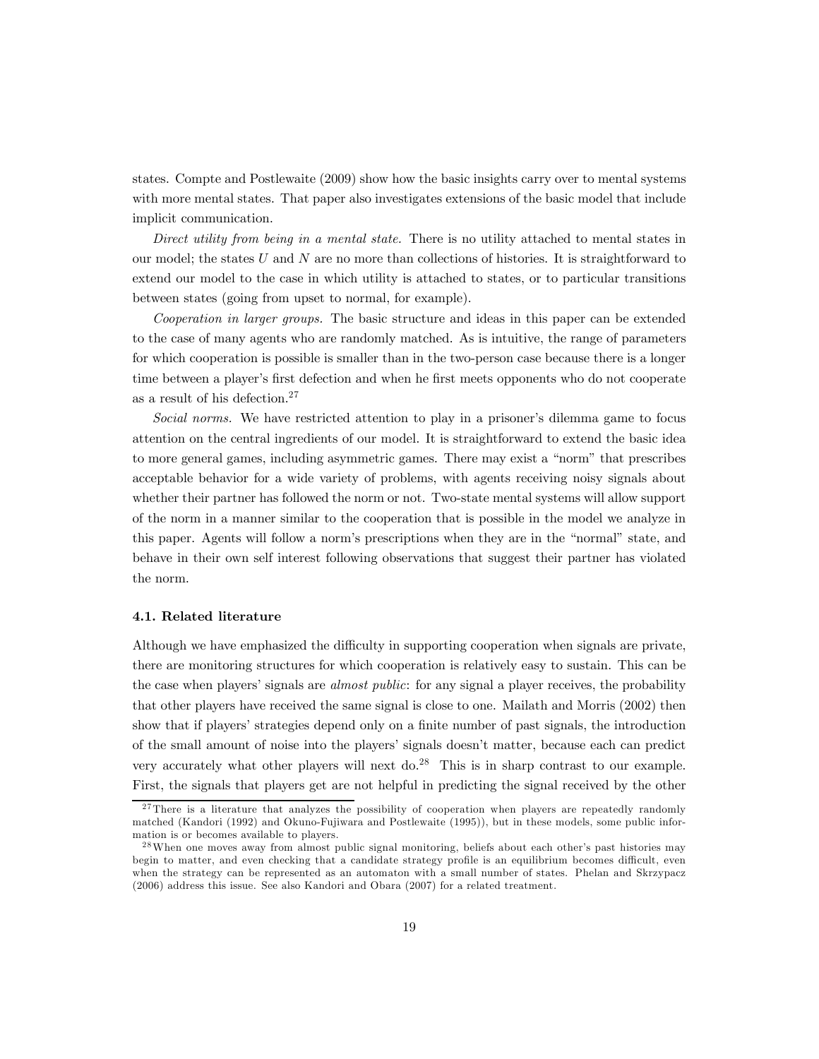states. Compte and Postlewaite (2009) show how the basic insights carry over to mental systems with more mental states. That paper also investigates extensions of the basic model that include implicit communication.

*Direct utility from being in a mental state.* There is no utility attached to mental states in our model; the states $U$ and $N$ are no more than collections of histories. It is straightforward to extend our model to the case in which utility is attached to states, or to particular transitions between states (going from upset to normal, for example).

*Cooperation in larger groups.* The basic structure and ideas in this paper can be extended to the case of many agents who are randomly matched. As is intuitive, the range of parameters for which cooperation is possible is smaller than in the two-person case because there is a longer time between a player's first defection and when he first meets opponents who do not cooperate as a result of his defection.[27]

*Social norms.* We have restricted attention to play in a prisoner's dilemma game to focus attention on the central ingredients of our model. It is straightforward to extend the basic idea to more general games, including asymmetric games. There may exist a "norm" that prescribes acceptable behavior for a wide variety of problems, with agents receiving noisy signals about whether their partner has followed the norm or not. Two-state mental systems will allow support of the norm in a manner similar to the cooperation that is possible in the model we analyze in this paper. Agents will follow a norm's prescriptions when they are in the "normal" state, and behave in their own self interest following observations that suggest their partner has violated the norm.

### 4.1. Related literature

Although we have emphasized the difficulty in supporting cooperation when signals are private, there are monitoring structures for which cooperation is relatively easy to sustain. This can be the case when players' signals are *almost public*: for any signal a player receives, the probability that other players have received the same signal is close to one. Mailath and Morris (2002) then show that if players' strategies depend only on a finite number of past signals, the introduction of the small amount of noise into the players' signals doesn't matter, because each can predict very accurately what other players will next do.[28] This is in sharp contrast to our example. First, the signals that players get are not helpful in predicting the signal received by the other

[27] There is a literature that analyzes the possibility of cooperation when players are repeatedly randomly matched (Kandori (1992) and Okuno-Fujiwara and Postlewaite (1995)), but in these models, some public information is or becomes available to players.

[28] When one moves away from almost public signal monitoring, beliefs about each other's past histories may begin to matter, and even checking that a candidate strategy profile is an equilibrium becomes difficult, even when the strategy can be represented as an automaton with a small number of states. Phelan and Skrzypacz (2006) address this issue. See also Kandori and Obara (2007) for a related treatment.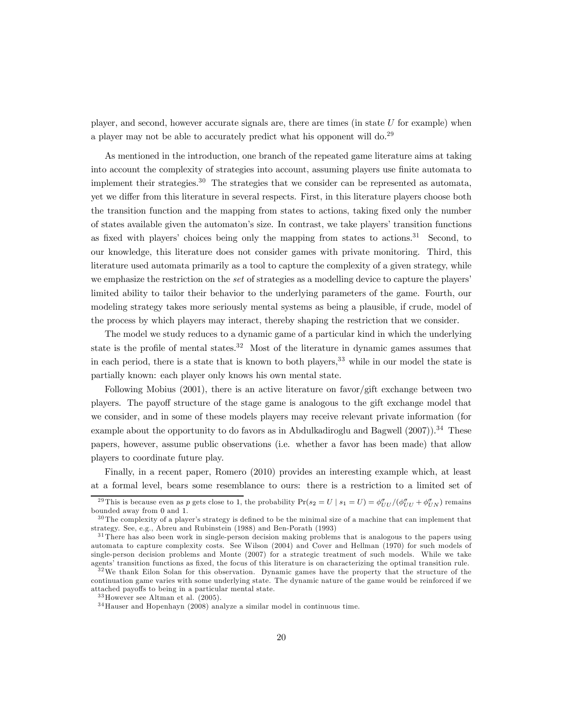player, and second, however accurate signals are, there are times (in state $U$ for example) when a player may not be able to accurately predict what his opponent will do.[29]

As mentioned in the introduction, one branch of the repeated game literature aims at taking into account the complexity of strategies into account, assuming players use finite automata to implement their strategies.[30] The strategies that we consider can be represented as automata, yet we differ from this literature in several respects. First, in this literature players choose both the transition function and the mapping from states to actions, taking fixed only the number of states available given the automaton's size. In contrast, we take players' transition functions as fixed with players' choices being only the mapping from states to actions.[31] Second, to our knowledge, this literature does not consider games with private monitoring. Third, this literature used automata primarily as a tool to capture the complexity of a given strategy, while we emphasize the restriction on the *set* of strategies as a modelling device to capture the players' limited ability to tailor their behavior to the underlying parameters of the game. Fourth, our modeling strategy takes more seriously mental systems as being a plausible, if crude, model of the process by which players may interact, thereby shaping the restriction that we consider.

The model we study reduces to a dynamic game of a particular kind in which the underlying state is the profile of mental states.[32] Most of the literature in dynamic games assumes that in each period, there is a state that is known to both players,[33] while in our model the state is partially known: each player only knows his own mental state.

Following Mobius (2001), there is an active literature on favor/gift exchange between two players. The payoff structure of the stage game is analogous to the gift exchange model that we consider, and in some of these models players may receive relevant private information (for example about the opportunity to do favors as in Abdulkadiroglu and Bagwell (2007)).[34] These papers, however, assume public observations (i.e. whether a favor has been made) that allow players to coordinate future play.

Finally, in a recent paper, Romero (2010) provides an interesting example which, at least at a formal level, bears some resemblance to ours: there is a restriction to a limited set of

---

[29] This is because even as $p$ gets close to 1, the probability $\Pr(s_2 = U \mid s_1 = U) = \phi^{\sigma}_{UU}/(\phi^{\sigma}_{UU} + \phi^{\sigma}_{UN})$ remains bounded away from 0 and 1.

[30] The complexity of a player's strategy is defined to be the minimal size of a machine that can implement that strategy. See, e.g., Abreu and Rubinstein (1988) and Ben-Porath (1993)

[31] There has also been work in single-person decision making problems that is analogous to the papers using automata to capture complexity costs. See Wilson (2004) and Cover and Hellman (1970) for such models of single-person decision problems and Monte (2007) for a strategic treatment of such models. While we take agents' transition functions as fixed, the focus of this literature is on characterizing the optimal transition rule.

[32] We thank Eilon Solan for this observation. Dynamic games have the property that the structure of the continuation game varies with some underlying state. The dynamic nature of the game would be reinforced if we attached payoffs to being in a particular mental state.

[33] However see Altman et al. (2005).

[34] Hauser and Hopenhayn (2008) analyze a similar model in continuous time.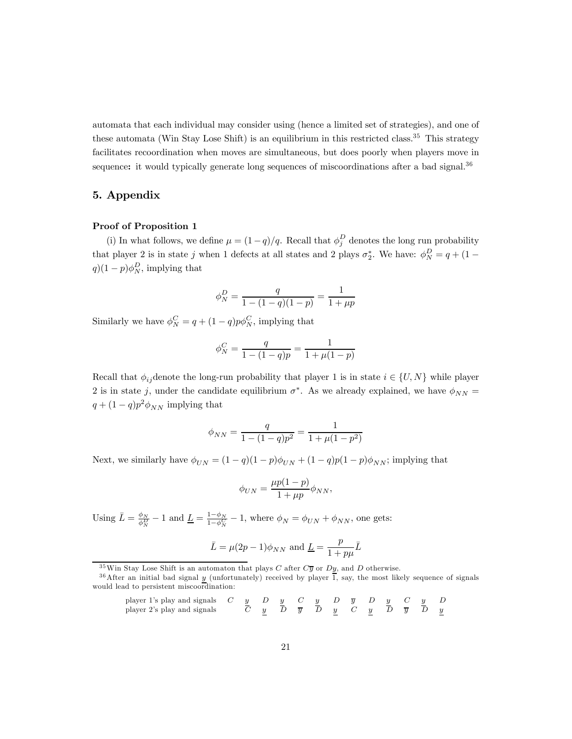automata that each individual may consider using (hence a limited set of strategies), and one of these automata (Win Stay Lose Shift) is an equilibrium in this restricted class.[35] This strategy facilitates recoordination when moves are simultaneous, but does poorly when players move in sequence**:** it would typically generate long sequences of miscoordinations after a bad signal.[36]

## 5. Appendix

**Proof of Proposition 1**

(i) In what follows, we define $\mu = (1-q)/q$. Recall that $\phi_j^D$ denotes the long run probability that player 2 is in state $j$ when 1 defects at all states and 2 plays $\sigma_2^*$. We have: $\phi_N^D = q + (1-q)(1-p)\phi_N^D$, implying that

$$\phi_N^D = \frac{q}{1-(1-q)(1-p)} = \frac{1}{1+\mu p}$$

Similarly we have $\phi_N^C = q + (1-q)p\phi_N^C$, implying that

$$\phi_N^C = \frac{q}{1-(1-q)p} = \frac{1}{1+\mu(1-p)}$$

Recall that $\phi_{ij}$denote the long-run probability that player 1 is in state $i \in \{U, N\}$ while player 2 is in state $j$, under the candidate equilibrium $\sigma^*$. As we already explained, we have $\phi_{NN} = q + (1-q)p^2\phi_{NN}$ implying that

$$\phi_{NN} = \frac{q}{1-(1-q)p^2} = \frac{1}{1+\mu(1-p^2)}$$

Next, we similarly have $\phi_{UN} = (1-q)(1-p)\phi_{UN} + (1-q)p(1-p)\phi_{NN}$; implying that

$$\phi_{UN} = \frac{\mu p(1-p)}{1+\mu p}\phi_{NN},$$

Using $\bar{L} = \frac{\phi_N}{\phi_N^D} - 1$ and $\underline{L} = \frac{1-\phi_N}{1-\phi_N^C} - 1$, where $\phi_N = \phi_{UN} + \phi_{NN}$, one gets:

$$\bar{L} = \mu(2p-1)\phi_{NN} \text{ and } \underline{L} = \frac{p}{1+p\mu}\bar{L}$$

[35] Win Stay Lose Shift is an automaton that plays $C$ after $C\overline{y}$ or $D\underline{y}$, and $D$ otherwise.

[36] After an initial bad signal $\underline{y}$ (unfortunately) received by player $\overline{1}$, say, the most likely sequence of signals would lead to persistent miscoordination:

| player 1's play and signals | $C$ | $\underline{y}$ | $D$ | $\underline{y}$ | $C$ | $\underline{y}$ | $D$ | $\overline{y}$ | $D$ | $\underline{y}$ | $C$ | $\underline{y}$ | $D$ |
|---|---|---|---|---|---|---|---|---|---|---|---|---|---|
| player 2's play and signals | | $C$ | $\underline{y}$ | $D$ | $\overline{y}$ | $D$ | $\underline{y}$ | $C$ | $\underline{y}$ | $D$ | $\overline{y}$ | $D$ | $\underline{y}$ |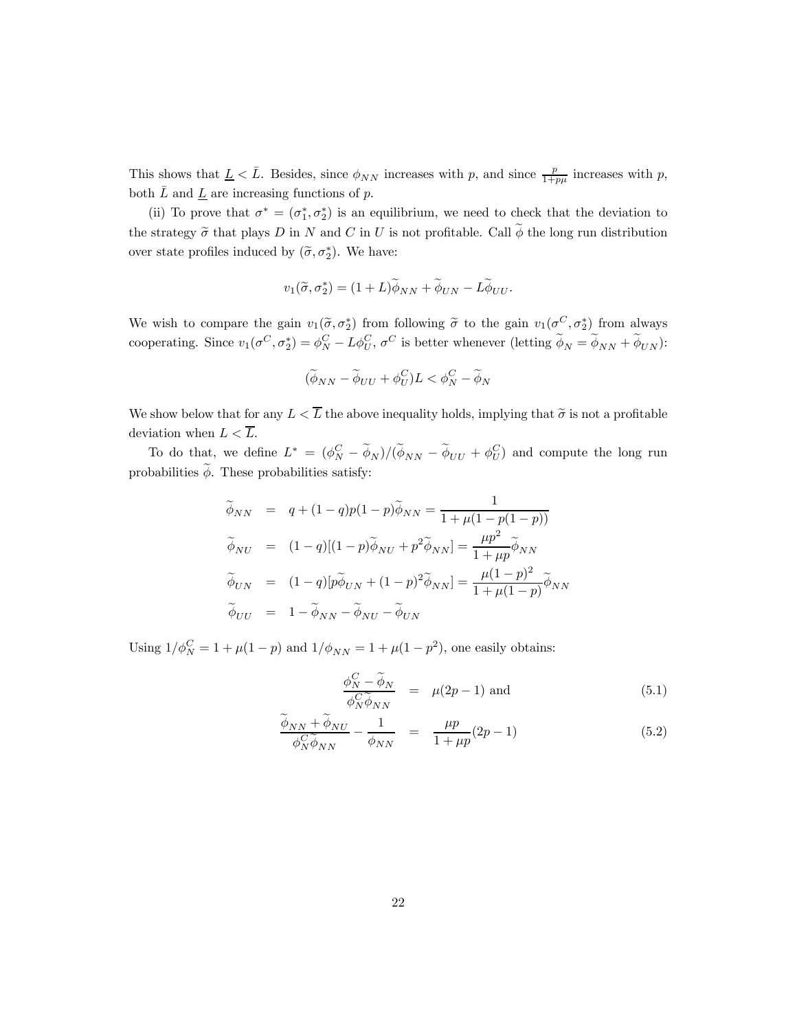This shows that $\underline{L} < \bar{L}$. Besides, since $\phi_{NN}$ increases with $p$, and since $\frac{p}{1+p\mu}$ increases with $p$, both $\bar{L}$ and $\underline{L}$ are increasing functions of $p$.

(ii) To prove that $\sigma^* = (\sigma_1^*, \sigma_2^*)$ is an equilibrium, we need to check that the deviation to the strategy $\widetilde{\sigma}$ that plays $D$ in $N$ and $C$ in $U$ is not profitable. Call $\widetilde{\phi}$ the long run distribution over state profiles induced by $(\widetilde{\sigma}, \sigma_2^*)$. We have:

$$v_1(\widetilde{\sigma}, \sigma_2^*) = (1+L)\widetilde{\phi}_{NN} + \widetilde{\phi}_{UN} - L\widetilde{\phi}_{UU}.$$

We wish to compare the gain $v_1(\widetilde{\sigma}, \sigma_2^*)$ from following $\widetilde{\sigma}$ to the gain $v_1(\sigma^C, \sigma_2^*)$ from always cooperating. Since $v_1(\sigma^C, \sigma_2^*) = \phi_N^C - L\phi_U^C$, $\sigma^C$ is better whenever (letting $\widetilde{\phi}_N = \widetilde{\phi}_{NN} + \widetilde{\phi}_{UN}$):

$$(\widetilde{\phi}_{NN} - \widetilde{\phi}_{UU} + \phi_U^C)L < \phi_N^C - \widetilde{\phi}_N$$

We show below that for any $L < \overline{L}$ the above inequality holds, implying that $\widetilde{\sigma}$ is not a profitable deviation when $L < \overline{L}$.

To do that, we define $L^* = (\phi_N^C - \widetilde{\phi}_N)/(\widetilde{\phi}_{NN} - \widetilde{\phi}_{UU} + \phi_U^C)$ and compute the long run probabilities $\widetilde{\phi}$. These probabilities satisfy:

$$\begin{aligned}
\widetilde{\phi}_{NN} &= q + (1-q)p(1-p)\widetilde{\phi}_{NN} = \frac{1}{1+\mu(1-p(1-p))} \\
\widetilde{\phi}_{NU} &= (1-q)[(1-p)\widetilde{\phi}_{NU} + p^2\widetilde{\phi}_{NN}] = \frac{\mu p^2}{1+\mu p}\widetilde{\phi}_{NN} \\
\widetilde{\phi}_{UN} &= (1-q)[p\widetilde{\phi}_{UN} + (1-p)^2\widetilde{\phi}_{NN}] = \frac{\mu(1-p)^2}{1+\mu(1-p)}\widetilde{\phi}_{NN} \\
\widetilde{\phi}_{UU} &= 1 - \widetilde{\phi}_{NN} - \widetilde{\phi}_{NU} - \widetilde{\phi}_{UN}
\end{aligned}$$

Using $1/\phi_N^C = 1 + \mu(1-p)$ and $1/\phi_{NN} = 1 + \mu(1-p^2)$, one easily obtains:

$$\frac{\phi_N^C - \widetilde{\phi}_N}{\phi_N^C \widetilde{\phi}_{NN}} = \mu(2p-1) \text{ and} \tag{5.1}$$

$$\frac{\widetilde{\phi}_{NN} + \widetilde{\phi}_{NU}}{\phi_N^C \widetilde{\phi}_{NN}} - \frac{1}{\phi_{NN}} = \frac{\mu p}{1+\mu p}(2p-1) \tag{5.2}$$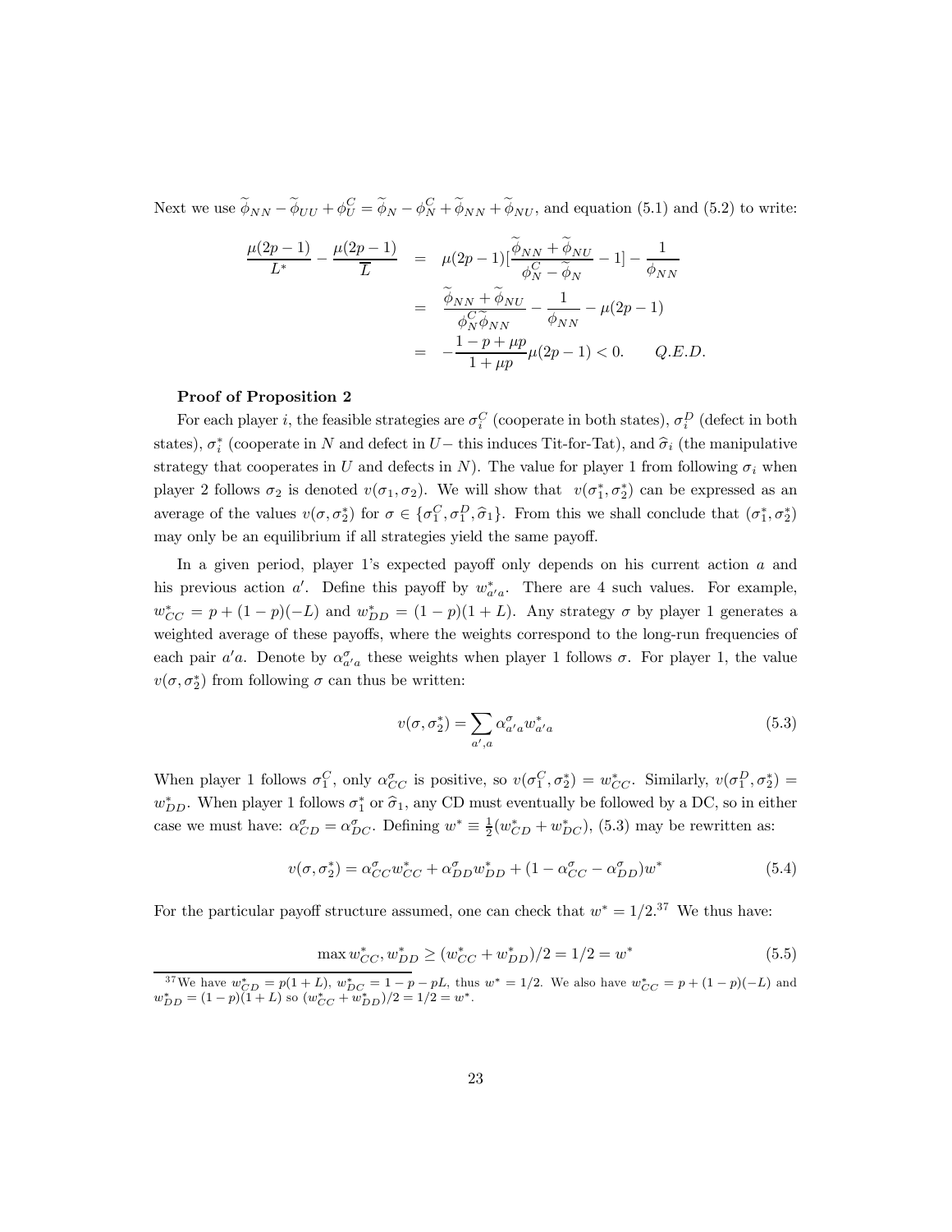Next we use $\widetilde{\phi}_{NN} - \widetilde{\phi}_{UU} + \phi_U^C = \widetilde{\phi}_N - \phi_N^C + \widetilde{\phi}_{NN} + \widetilde{\phi}_{NU}$, and equation (5.1) and (5.2) to write:

$$
\begin{aligned}
\frac{\mu(2p-1)}{L^*} - \frac{\mu(2p-1)}{\overline{L}} &= \mu(2p-1)[\frac{\widetilde{\phi}_{NN} + \widetilde{\phi}_{NU}}{\phi_N^C - \widetilde{\phi}_N} - 1] - \frac{1}{\phi_{NN}} \\
&= \frac{\widetilde{\phi}_{NN} + \widetilde{\phi}_{NU}}{\phi_N^C \widetilde{\phi}_{NN}} - \frac{1}{\phi_{NN}} - \mu(2p-1) \\
&= -\frac{1-p+\mu p}{1+\mu p}\mu(2p-1) < 0. \qquad Q.E.D.
\end{aligned}
$$

**Proof of Proposition 2**

For each player $i$, the feasible strategies are $\sigma_i^C$ (cooperate in both states), $\sigma_i^D$ (defect in both states), $\sigma_i^*$ (cooperate in $N$ and defect in $U-$ this induces Tit-for-Tat), and $\widehat{\sigma}_i$ (the manipulative strategy that cooperates in $U$ and defects in $N$). The value for player 1 from following $\sigma_i$ when player 2 follows $\sigma_2$ is denoted $v(\sigma_1, \sigma_2)$. We will show that $v(\sigma_1^*, \sigma_2^*)$ can be expressed as an average of the values $v(\sigma, \sigma_2^*)$ for $\sigma \in \{\sigma_1^C, \sigma_1^D, \widehat{\sigma}_1\}$. From this we shall conclude that $(\sigma_1^*, \sigma_2^*)$ may only be an equilibrium if all strategies yield the same payoff.

In a given period, player 1's expected payoff only depends on his current action $a$ and his previous action $a'$. Define this payoff by $w_{a'a}^*$. There are 4 such values. For example, $w_{CC}^* = p + (1-p)(-L)$ and $w_{DD}^* = (1-p)(1+L)$. Any strategy $\sigma$ by player 1 generates a weighted average of these payoffs, where the weights correspond to the long-run frequencies of each pair $a'a$. Denote by $\alpha_{a'a}^\sigma$ these weights when player 1 follows $\sigma$. For player 1, the value $v(\sigma, \sigma_2^*)$ from following $\sigma$ can thus be written:

$$
v(\sigma, \sigma_2^*) = \sum_{a',a} \alpha_{a'a}^\sigma w_{a'a}^* \tag{5.3}
$$

When player 1 follows $\sigma_1^C$, only $\alpha_{CC}^\sigma$ is positive, so $v(\sigma_1^C, \sigma_2^*) = w_{CC}^*$. Similarly, $v(\sigma_1^D, \sigma_2^*) = w_{DD}^*$. When player 1 follows $\sigma_1^*$ or $\widehat{\sigma}_1$, any CD must eventually be followed by a DC, so in either case we must have: $\alpha_{CD}^\sigma = \alpha_{DC}^\sigma$. Defining $w^* \equiv \frac{1}{2}(w_{CD}^* + w_{DC}^*)$, (5.3) may be rewritten as:

$$
v(\sigma, \sigma_2^*) = \alpha_{CC}^\sigma w_{CC}^* + \alpha_{DD}^\sigma w_{DD}^* + (1 - \alpha_{CC}^\sigma - \alpha_{DD}^\sigma) w^* \tag{5.4}
$$

For the particular payoff structure assumed, one can check that $w^* = 1/2$.[37] We thus have:

$$
\max w_{CC}^*, w_{DD}^* \geq (w_{CC}^* + w_{DD}^*)/2 = 1/2 = w^* \tag{5.5}
$$

[37] We have $w_{CD}^* = p(1+L)$, $w_{DC}^* = 1-p-pL$, thus $w^* = 1/2$. We also have $w_{CC}^* = p + (1-p)(-L)$ and $w_{DD}^* = (1-p)(1+L)$ so $(w_{CC}^* + w_{DD}^*)/2 = 1/2 = w^*$.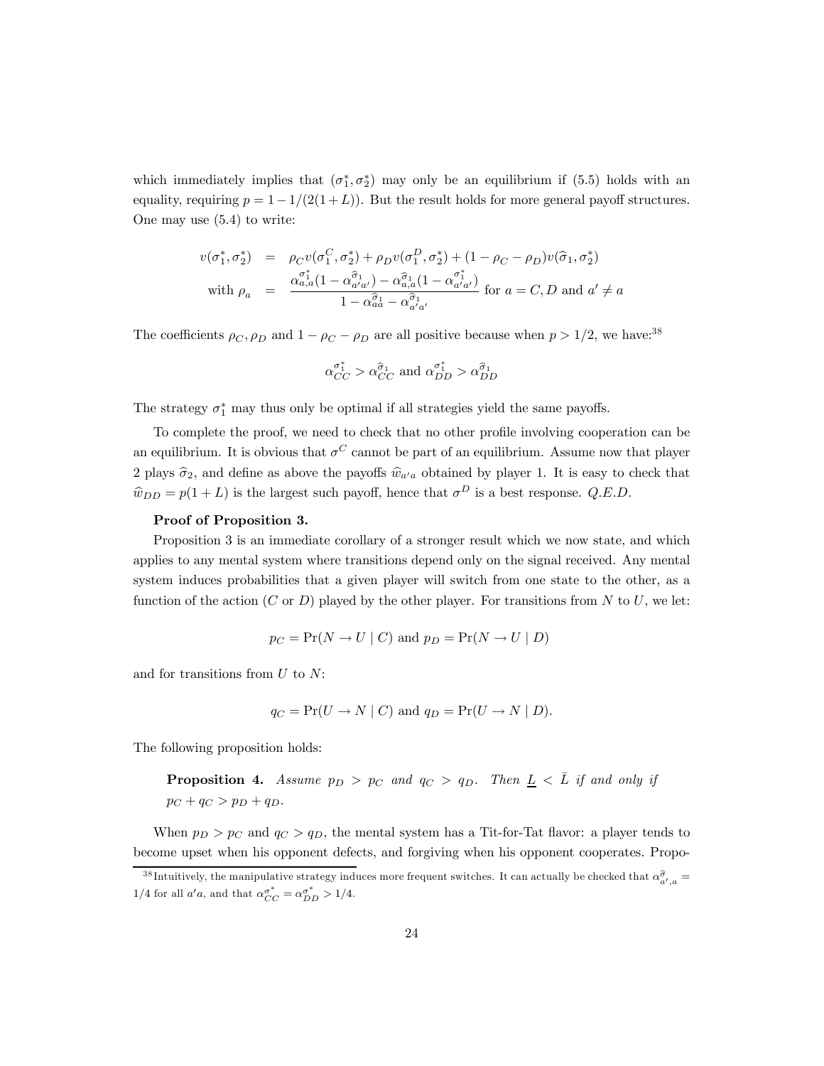which immediately implies that $(\sigma_1^*, \sigma_2^*)$ may only be an equilibrium if (5.5) holds with an equality, requiring $p = 1 - 1/(2(1+L))$. But the result holds for more general payoff structures. One may use (5.4) to write:

$$
\begin{aligned}
v(\sigma_1^*, \sigma_2^*) &= \rho_C v(\sigma_1^C, \sigma_2^*) + \rho_D v(\sigma_1^D, \sigma_2^*) + (1 - \rho_C - \rho_D) v(\widehat{\sigma}_1, \sigma_2^*) \\
\text{with } \rho_a &= \frac{\alpha_{a,a}^{\sigma_1^*}(1 - \alpha_{a'a'}^{\widehat{\sigma}_1}) - \alpha_{a,a}^{\widehat{\sigma}_1}(1 - \alpha_{a'a'}^{\sigma_1^*})}{1 - \alpha_{aa}^{\widehat{\sigma}_1} - \alpha_{a'a'}^{\widehat{\sigma}_1}} \text{ for } a = C, D \text{ and } a' \neq a
\end{aligned}
$$

The coefficients $\rho_C, \rho_D$ and $1 - \rho_C - \rho_D$ are all positive because when $p > 1/2$, we have:[38]

$$
\alpha_{CC}^{\sigma_1^*} > \alpha_{CC}^{\widehat{\sigma}_1} \text{ and } \alpha_{DD}^{\sigma_1^*} > \alpha_{DD}^{\widehat{\sigma}_1}
$$

The strategy $\sigma_1^*$ may thus only be optimal if all strategies yield the same payoffs.

To complete the proof, we need to check that no other profile involving cooperation can be an equilibrium. It is obvious that $\sigma^C$ cannot be part of an equilibrium. Assume now that player 2 plays $\widehat{\sigma}_2$, and define as above the payoffs $\widehat{w}_{a'a}$ obtained by player 1. It is easy to check that $\widehat{w}_{DD} = p(1+L)$ is the largest such payoff, hence that $\sigma^D$ is a best response. *Q.E.D.*

**Proof of Proposition 3.**

Proposition 3 is an immediate corollary of a stronger result which we now state, and which applies to any mental system where transitions depend only on the signal received. Any mental system induces probabilities that a given player will switch from one state to the other, as a function of the action ($C$ or $D$) played by the other player. For transitions from $N$ to $U$, we let:

$$
p_C = \Pr(N \to U \mid C) \text{ and } p_D = \Pr(N \to U \mid D)
$$

and for transitions from $U$ to $N$:

$$
q_C = \Pr(U \to N \mid C) \text{ and } q_D = \Pr(U \to N \mid D).
$$

The following proposition holds:

> **Proposition 4.** *Assume $p_D > p_C$ and $q_C > q_D$. Then $\underline{L} < \bar{L}$ if and only if $p_C + q_C > p_D + q_D$.*

When $p_D > p_C$ and $q_C > q_D$, the mental system has a Tit-for-Tat flavor: a player tends to become upset when his opponent defects, and forgiving when his opponent cooperates. Propo-

[38] Intuitively, the manipulative strategy induces more frequent switches. It can actually be checked that $\alpha_{a',a}^{\widehat{\sigma}} = 1/4$ for all $a'a$, and that $\alpha_{CC}^{\sigma^*} = \alpha_{DD}^{\sigma^*} > 1/4$.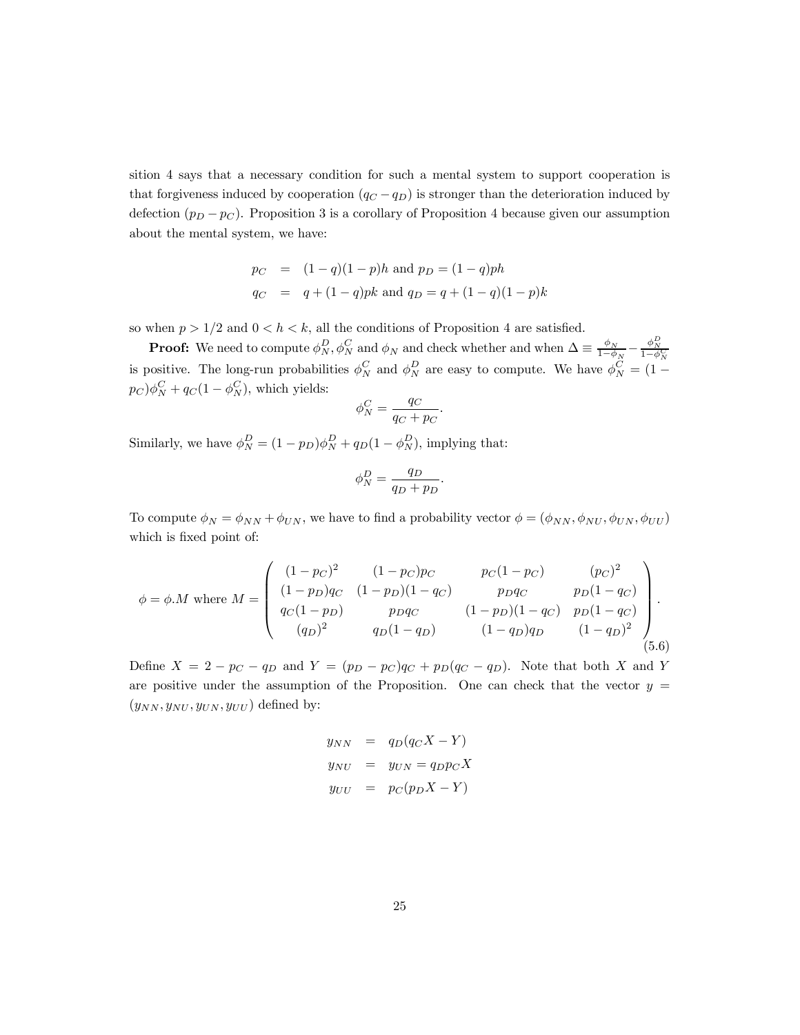sition 4 says that a necessary condition for such a mental system to support cooperation is that forgiveness induced by cooperation ($q_C - q_D$) is stronger than the deterioration induced by defection ($p_D - p_C$). Proposition 3 is a corollary of Proposition 4 because given our assumption about the mental system, we have:

$$
\begin{aligned}
p_C &= (1-q)(1-p)h \text{ and } p_D = (1-q)ph \\
q_C &= q + (1-q)pk \text{ and } q_D = q + (1-q)(1-p)k
\end{aligned}
$$

so when $p > 1/2$ and $0 < h < k$, all the conditions of Proposition 4 are satisfied.

**Proof:** We need to compute $\phi_N^D, \phi_N^C$ and $\phi_N$ and check whether and when $\Delta \equiv \frac{\phi_N}{1-\phi_N} - \frac{\phi_N^D}{1-\phi_N^C}$ is positive. The long-run probabilities $\phi_N^C$ and $\phi_N^D$ are easy to compute. We have $\phi_N^C = (1 - p_C)\phi_N^C + q_C(1 - \phi_N^C)$, which yields:

$$
\phi_N^C = \frac{q_C}{q_C + p_C}.
$$

Similarly, we have $\phi_N^D = (1 - p_D)\phi_N^D + q_D(1 - \phi_N^D)$, implying that:

$$
\phi_N^D = \frac{q_D}{q_D + p_D}.
$$

To compute $\phi_N = \phi_{NN} + \phi_{UN}$, we have to find a probability vector $\phi = (\phi_{NN}, \phi_{NU}, \phi_{UN}, \phi_{UU})$ which is fixed point of:

$$
\phi = \phi.M \text{ where } M = \begin{pmatrix} (1-p_C)^2 & (1-p_C)p_C & p_C(1-p_C) & (p_C)^2 \\ (1-p_D)q_C & (1-p_D)(1-q_C) & p_D q_C & p_D(1-q_C) \\ q_C(1-p_D) & p_D q_C & (1-p_D)(1-q_C) & p_D(1-q_C) \\ (q_D)^2 & q_D(1-q_D) & (1-q_D)q_D & (1-q_D)^2 \end{pmatrix}. \tag{5.6}
$$

Define $X = 2 - p_C - q_D$ and $Y = (p_D - p_C)q_C + p_D(q_C - q_D)$. Note that both $X$ and $Y$ are positive under the assumption of the Proposition. One can check that the vector $y = (y_{NN}, y_{NU}, y_{UN}, y_{UU})$ defined by:

$$
\begin{aligned}
y_{NN} &= q_D(q_C X - Y) \\
y_{NU} &= y_{UN} = q_D p_C X \\
y_{UU} &= p_C(p_D X - Y)
\end{aligned}
$$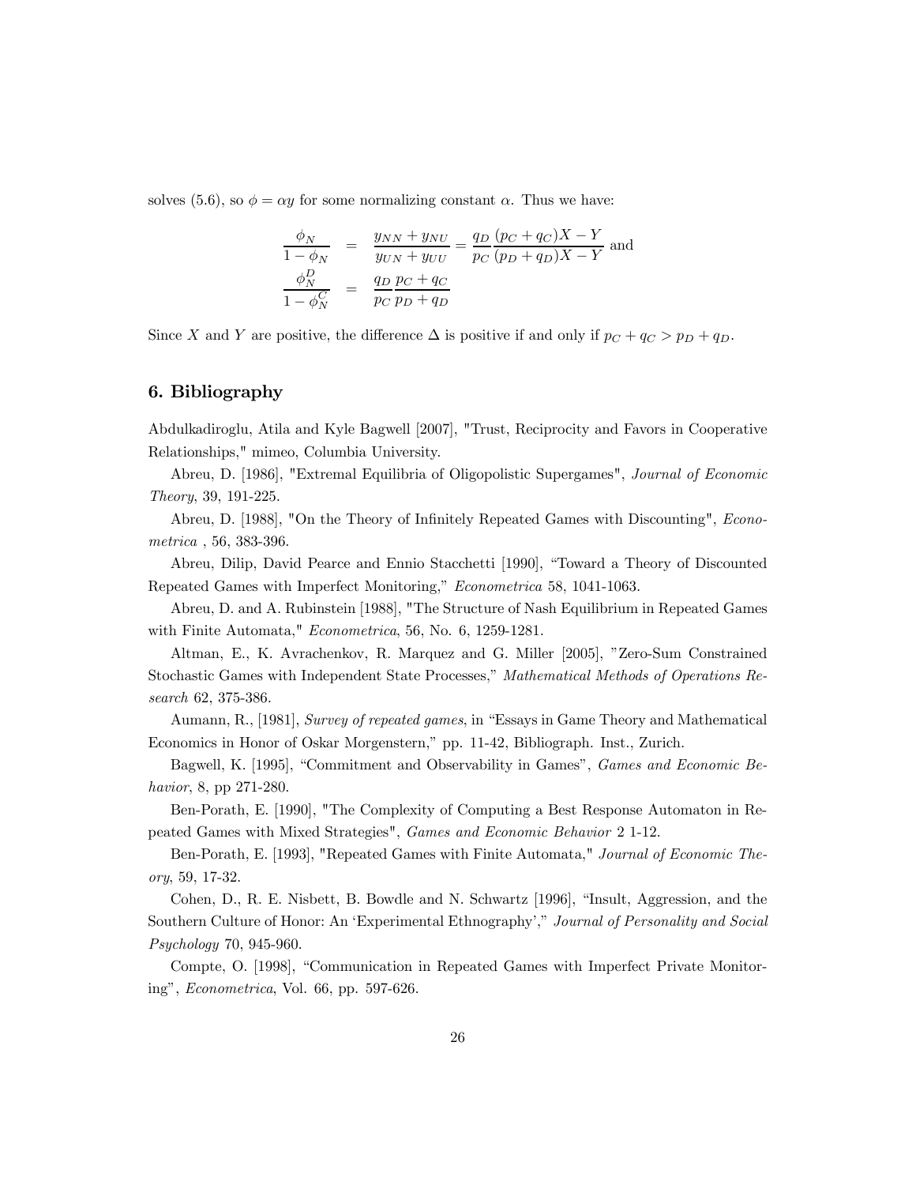solves (5.6), so $\phi = \alpha y$ for some normalizing constant $\alpha$. Thus we have:

$$
\begin{aligned}
\frac{\phi_N}{1-\phi_N} &= \frac{y_{NN}+y_{NU}}{y_{UN}+y_{UU}} = \frac{q_D}{p_C}\frac{(p_C+q_C)X-Y}{(p_D+q_D)X-Y} \text{ and} \\
\frac{\phi_N^D}{1-\phi_N^C} &= \frac{q_D}{p_C}\frac{p_C+q_C}{p_D+q_D}
\end{aligned}
$$

Since $X$ and $Y$ are positive, the difference $\Delta$ is positive if and only if $p_C + q_C > p_D + q_D$.

## 6. Bibliography

Abdulkadiroglu, Atila and Kyle Bagwell [2007], "Trust, Reciprocity and Favors in Cooperative Relationships," mimeo, Columbia University.

Abreu, D. [1986], "Extremal Equilibria of Oligopolistic Supergames", *Journal of Economic Theory*, 39, 191-225.

Abreu, D. [1988], "On the Theory of Infinitely Repeated Games with Discounting", *Econometrica* , 56, 383-396.

Abreu, Dilip, David Pearce and Ennio Stacchetti [1990], "Toward a Theory of Discounted Repeated Games with Imperfect Monitoring," *Econometrica* 58, 1041-1063.

Abreu, D. and A. Rubinstein [1988], "The Structure of Nash Equilibrium in Repeated Games with Finite Automata," *Econometrica*, 56, No. 6, 1259-1281.

Altman, E., K. Avrachenkov, R. Marquez and G. Miller [2005], "Zero-Sum Constrained Stochastic Games with Independent State Processes," *Mathematical Methods of Operations Research* 62, 375-386.

Aumann, R., [1981], *Survey of repeated games*, in "Essays in Game Theory and Mathematical Economics in Honor of Oskar Morgenstern," pp. 11-42, Bibliograph. Inst., Zurich.

Bagwell, K. [1995], "Commitment and Observability in Games", *Games and Economic Behavior*, 8, pp 271-280.

Ben-Porath, E. [1990], "The Complexity of Computing a Best Response Automaton in Repeated Games with Mixed Strategies", *Games and Economic Behavior* 2 1-12.

Ben-Porath, E. [1993], "Repeated Games with Finite Automata," *Journal of Economic Theory*, 59, 17-32.

Cohen, D., R. E. Nisbett, B. Bowdle and N. Schwartz [1996], "Insult, Aggression, and the Southern Culture of Honor: An 'Experimental Ethnography'," *Journal of Personality and Social Psychology* 70, 945-960.

Compte, O. [1998], "Communication in Repeated Games with Imperfect Private Monitoring", *Econometrica*, Vol. 66, pp. 597-626.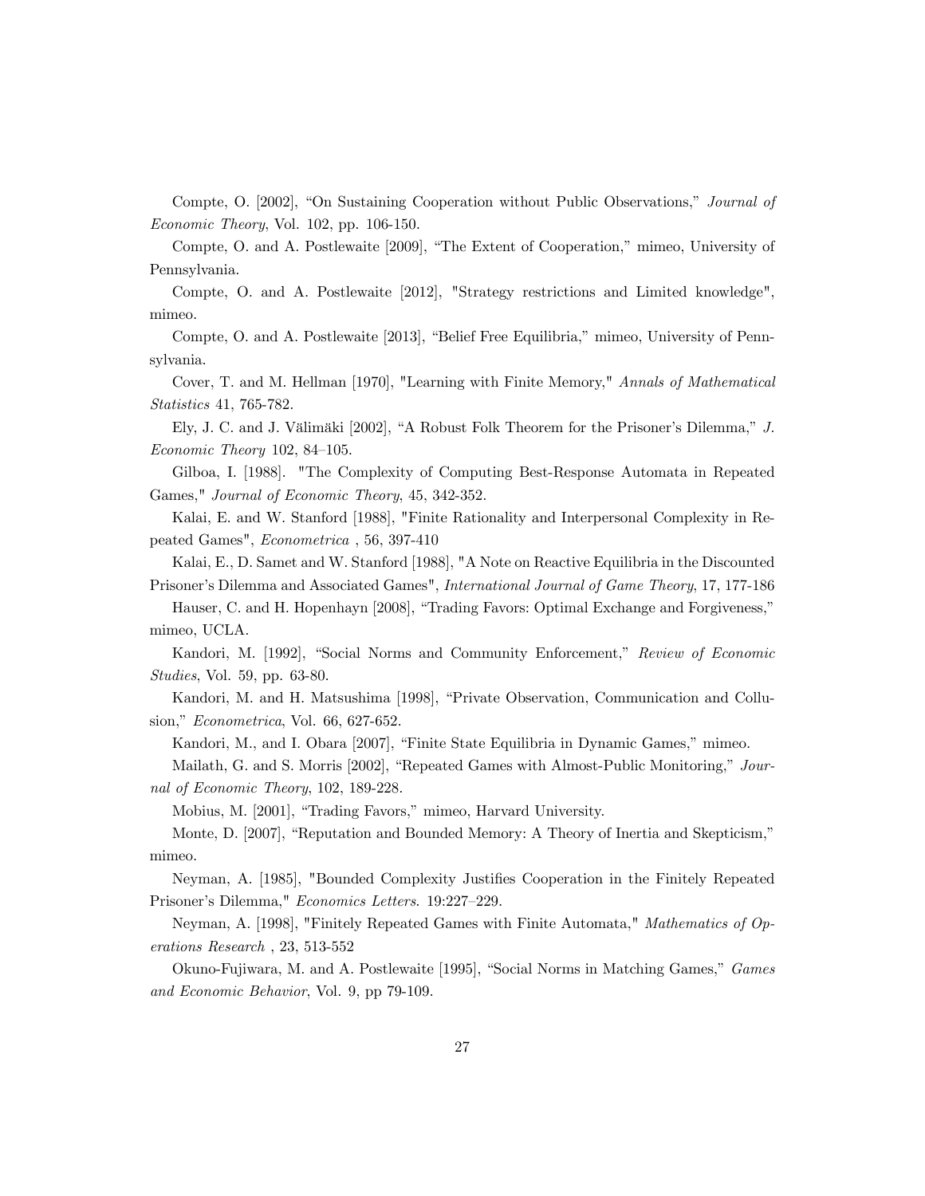Compte, O. [2002], “On Sustaining Cooperation without Public Observations,” *Journal of Economic Theory*, Vol. 102, pp. 106-150.

Compte, O. and A. Postlewaite [2009], “The Extent of Cooperation,” mimeo, University of Pennsylvania.

Compte, O. and A. Postlewaite [2012], "Strategy restrictions and Limited knowledge", mimeo.

Compte, O. and A. Postlewaite [2013], “Belief Free Equilibria,” mimeo, University of Pennsylvania.

Cover, T. and M. Hellman [1970], "Learning with Finite Memory," *Annals of Mathematical Statistics* 41, 765-782.

Ely, J. C. and J. Välimäki [2002], “A Robust Folk Theorem for the Prisoner’s Dilemma,” *J. Economic Theory* 102, 84–105.

Gilboa, I. [1988]. "The Complexity of Computing Best-Response Automata in Repeated Games," *Journal of Economic Theory*, 45, 342-352.

Kalai, E. and W. Stanford [1988], "Finite Rationality and Interpersonal Complexity in Repeated Games", *Econometrica* , 56, 397-410

Kalai, E., D. Samet and W. Stanford [1988], "A Note on Reactive Equilibria in the Discounted Prisoner’s Dilemma and Associated Games", *International Journal of Game Theory*, 17, 177-186

Hauser, C. and H. Hopenhayn [2008], “Trading Favors: Optimal Exchange and Forgiveness,” mimeo, UCLA.

Kandori, M. [1992], “Social Norms and Community Enforcement,” *Review of Economic Studies*, Vol. 59, pp. 63-80.

Kandori, M. and H. Matsushima [1998], “Private Observation, Communication and Collusion,” *Econometrica*, Vol. 66, 627-652.

Kandori, M., and I. Obara [2007], “Finite State Equilibria in Dynamic Games,” mimeo.

Mailath, G. and S. Morris [2002], “Repeated Games with Almost-Public Monitoring,” *Journal of Economic Theory*, 102, 189-228.

Mobius, M. [2001], “Trading Favors,” mimeo, Harvard University.

Monte, D. [2007], “Reputation and Bounded Memory: A Theory of Inertia and Skepticism,” mimeo.

Neyman, A. [1985], "Bounded Complexity Justifies Cooperation in the Finitely Repeated Prisoner’s Dilemma," *Economics Letters*. 19:227–229.

Neyman, A. [1998], "Finitely Repeated Games with Finite Automata," *Mathematics of Operations Research* , 23, 513-552

Okuno-Fujiwara, M. and A. Postlewaite [1995], “Social Norms in Matching Games,” *Games and Economic Behavior*, Vol. 9, pp 79-109.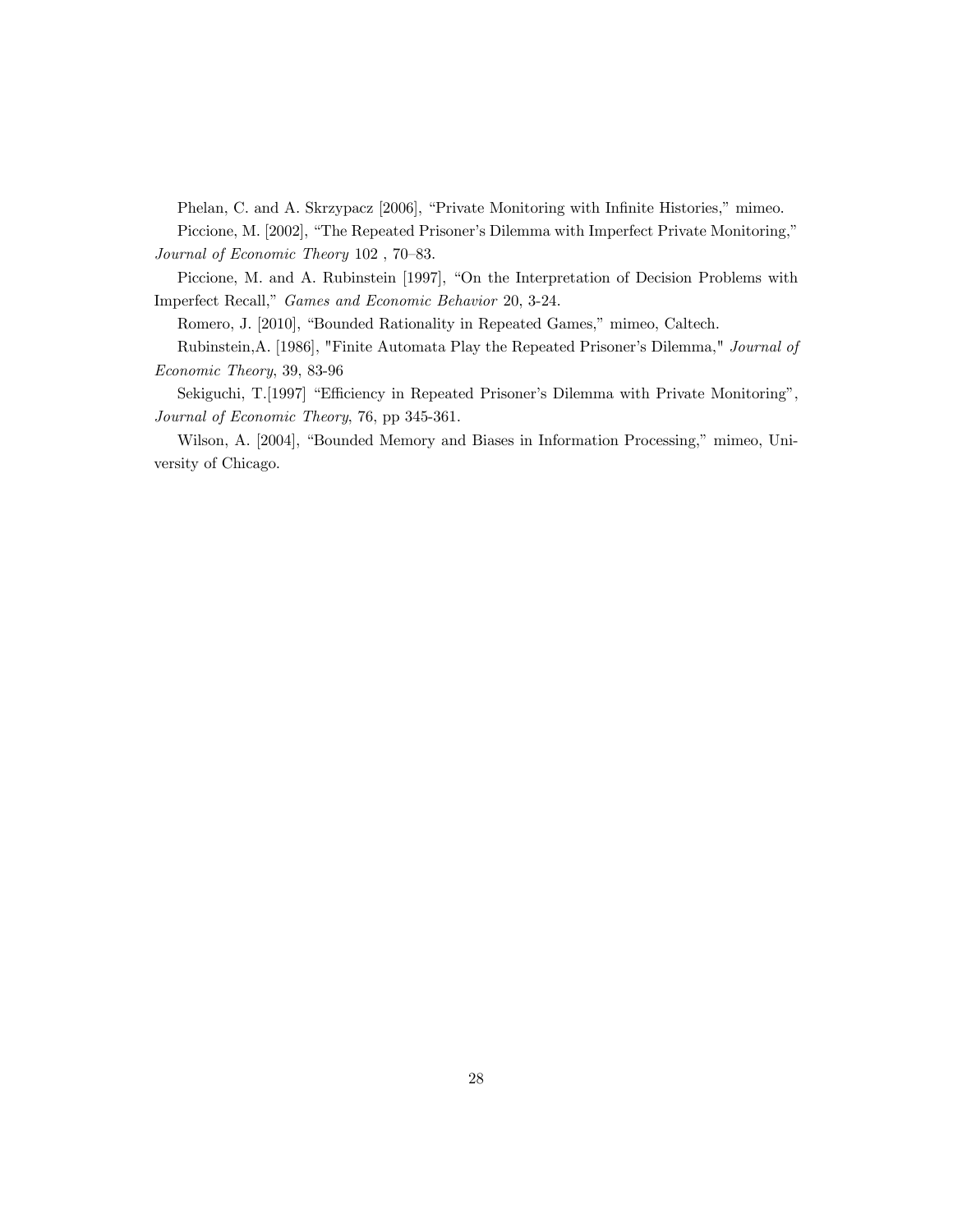Phelan, C. and A. Skrzypacz [2006], "Private Monitoring with Infinite Histories," mimeo.

Piccione, M. [2002], "The Repeated Prisoner's Dilemma with Imperfect Private Monitoring," *Journal of Economic Theory* 102 , 70–83.

Piccione, M. and A. Rubinstein [1997], "On the Interpretation of Decision Problems with Imperfect Recall," *Games and Economic Behavior* 20, 3-24.

Romero, J. [2010], "Bounded Rationality in Repeated Games," mimeo, Caltech.

Rubinstein,A. [1986], "Finite Automata Play the Repeated Prisoner's Dilemma," *Journal of Economic Theory*, 39, 83-96

Sekiguchi, T.[1997] "Efficiency in Repeated Prisoner's Dilemma with Private Monitoring", *Journal of Economic Theory*, 76, pp 345-361.

Wilson, A. [2004], "Bounded Memory and Biases in Information Processing," mimeo, University of Chicago.